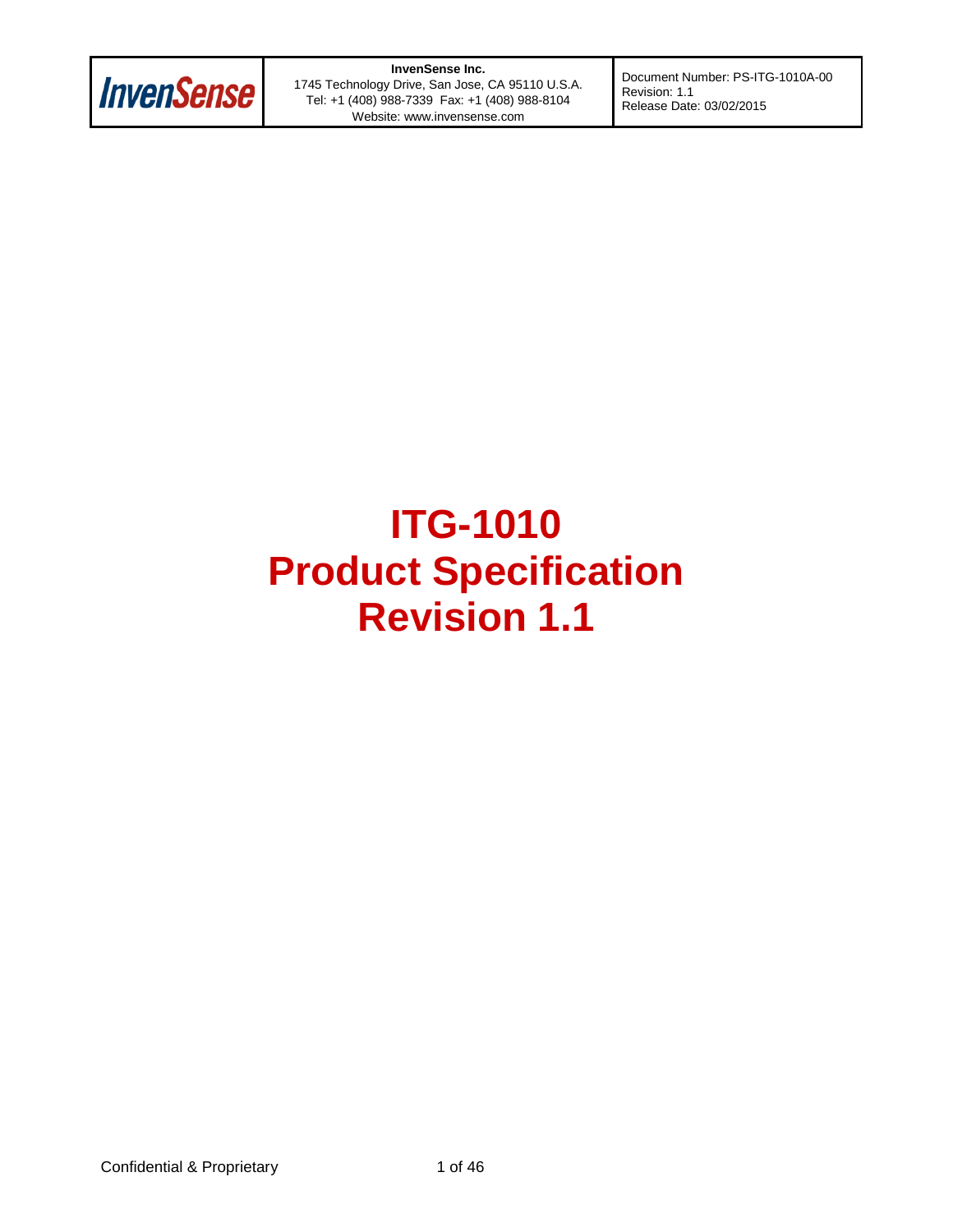| InvenSense | **InvenSense Inc.**<br>1745 Technology Drive, San Jose, CA 95110 U.S.A.<br>Tel: +1 (408) 988-7339 Fax: +1 (408) 988-8104<br>Website: www.invensense.com | Document Number: PS-ITG-1010A-00<br>Revision: 1.1<br>Release Date: 03/02/2015 |
|---|---|---|

# ITG-1010
# Product Specification
# Revision 1.1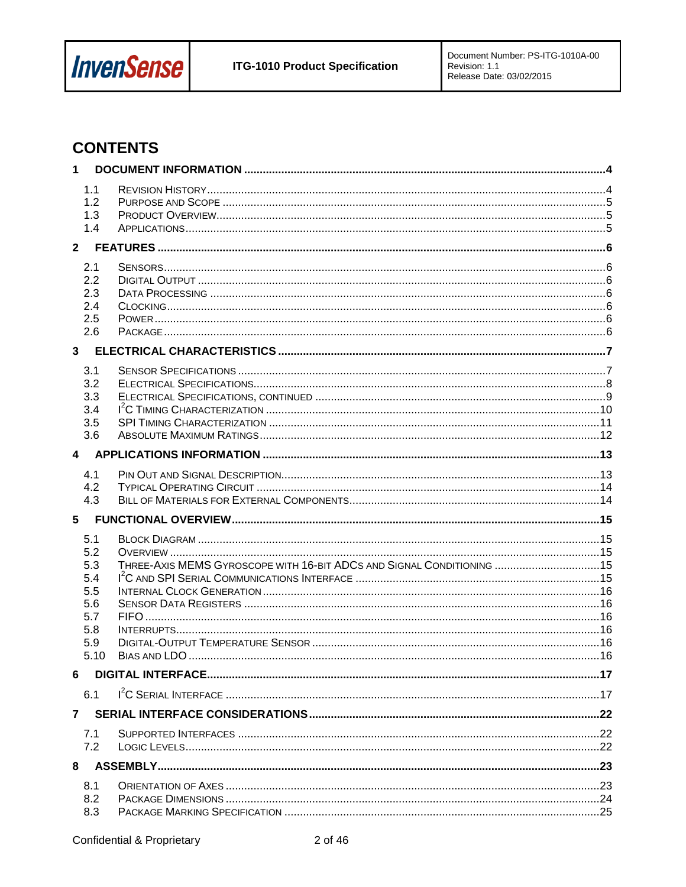# CONTENTS

**1 DOCUMENT INFORMATION ....................................................................................................................4**

- 1.1 REVISION HISTORY ..........................................................................................................................4
- 1.2 PURPOSE AND SCOPE ......................................................................................................................5
- 1.3 PRODUCT OVERVIEW ........................................................................................................................5
- 1.4 APPLICATIONS ..................................................................................................................................5

**2 FEATURES ..........................................................................................................................................6**

- 2.1 SENSORS ..........................................................................................................................................6
- 2.2 DIGITAL OUTPUT ..............................................................................................................................6
- 2.3 DATA PROCESSING ...........................................................................................................................6
- 2.4 CLOCKING .........................................................................................................................................6
- 2.5 POWER .............................................................................................................................................6
- 2.6 PACKAGE ..........................................................................................................................................6

**3 ELECTRICAL CHARACTERISTICS ....................................................................................................7**

- 3.1 SENSOR SPECIFICATIONS ..................................................................................................................7
- 3.2 ELECTRICAL SPECIFICATIONS ............................................................................................................8
- 3.3 ELECTRICAL SPECIFICATIONS, CONTINUED .........................................................................................9
- 3.4 I²C TIMING CHARACTERIZATION .......................................................................................................10
- 3.5 SPI TIMING CHARACTERIZATION ......................................................................................................11
- 3.6 ABSOLUTE MAXIMUM RATINGS .........................................................................................................12

**4 APPLICATIONS INFORMATION .......................................................................................................13**

- 4.1 PIN OUT AND SIGNAL DESCRIPTION ..................................................................................................13
- 4.2 TYPICAL OPERATING CIRCUIT ..........................................................................................................14
- 4.3 BILL OF MATERIALS FOR EXTERNAL COMPONENTS .............................................................................14

**5 FUNCTIONAL OVERVIEW ...............................................................................................................15**

- 5.1 BLOCK DIAGRAM .............................................................................................................................15
- 5.2 OVERVIEW ......................................................................................................................................15
- 5.3 THREE-AXIS MEMS GYROSCOPE WITH 16-BIT ADCS AND SIGNAL CONDITIONING .................................15
- 5.4 I²C AND SPI SERIAL COMMUNICATIONS INTERFACE ...........................................................................15
- 5.5 INTERNAL CLOCK GENERATION ........................................................................................................16
- 5.6 SENSOR DATA REGISTERS ...............................................................................................................16
- 5.7 FIFO ...............................................................................................................................................16
- 5.8 INTERRUPTS ....................................................................................................................................16
- 5.9 DIGITAL-OUTPUT TEMPERATURE SENSOR .........................................................................................16
- 5.10 BIAS AND LDO ...............................................................................................................................16

**6 DIGITAL INTERFACE .........................................................................................................................17**

- 6.1 I²C SERIAL INTERFACE ....................................................................................................................17

**7 SERIAL INTERFACE CONSIDERATIONS .........................................................................................22**

- 7.1 SUPPORTED INTERFACES .................................................................................................................22
- 7.2 LOGIC LEVELS .................................................................................................................................22

**8 ASSEMBLY .........................................................................................................................................23**

- 8.1 ORIENTATION OF AXES ....................................................................................................................23
- 8.2 PACKAGE DIMENSIONS ....................................................................................................................24
- 8.3 PACKAGE MARKING SPECIFICATION .................................................................................................25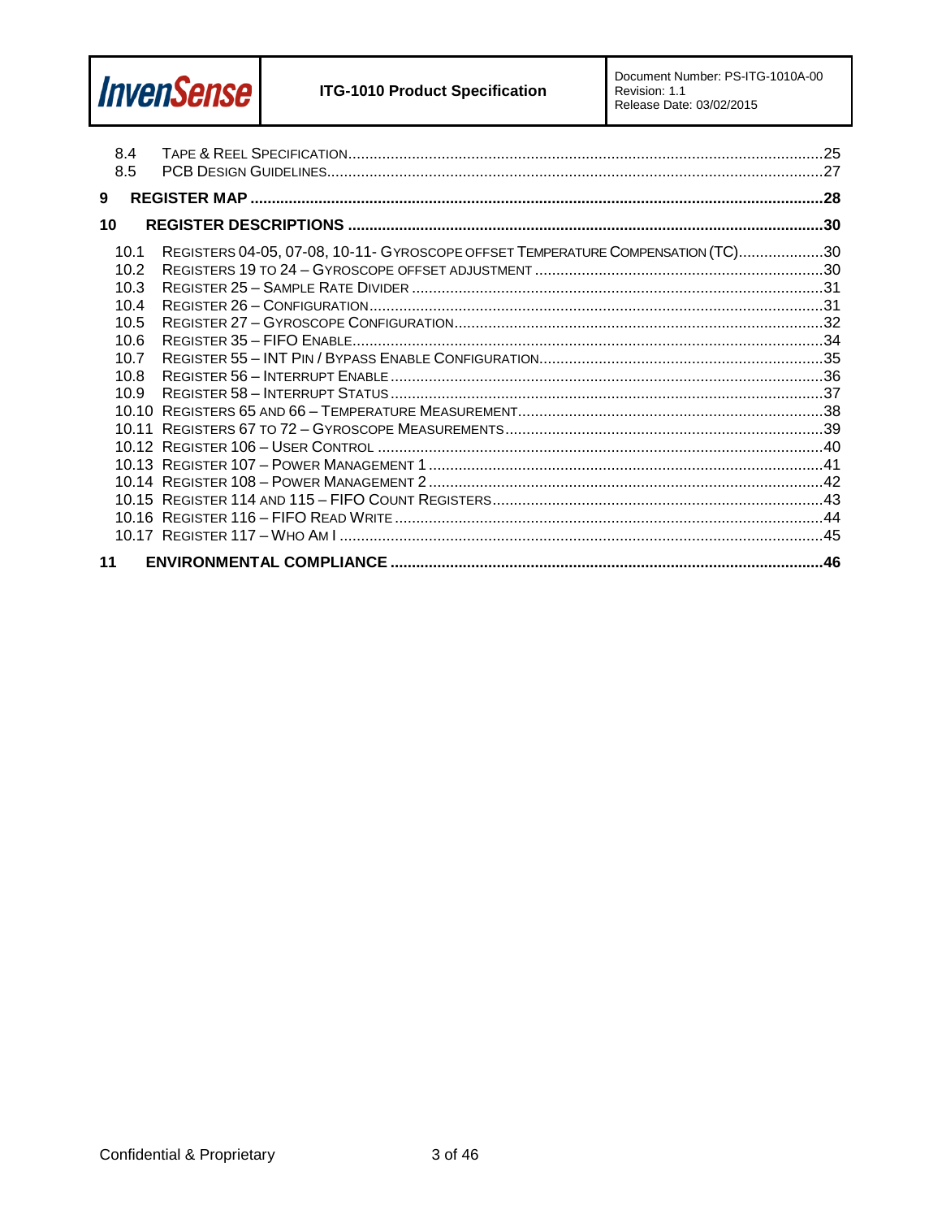8.4 TAPE & REEL SPECIFICATION ....... 25
8.5 PCB DESIGN GUIDELINES ....... 27

**9 REGISTER MAP ....... 28**

**10 REGISTER DESCRIPTIONS ....... 30**

10.1 REGISTERS 04-05, 07-08, 10-11- GYROSCOPE OFFSET TEMPERATURE COMPENSATION (TC) ....... 30
10.2 REGISTERS 19 TO 24 – GYROSCOPE OFFSET ADJUSTMENT ....... 30
10.3 REGISTER 25 – SAMPLE RATE DIVIDER ....... 31
10.4 REGISTER 26 – CONFIGURATION ....... 31
10.5 REGISTER 27 – GYROSCOPE CONFIGURATION ....... 32
10.6 REGISTER 35 – FIFO ENABLE ....... 34
10.7 REGISTER 55 – INT PIN / BYPASS ENABLE CONFIGURATION ....... 35
10.8 REGISTER 56 – INTERRUPT ENABLE ....... 36
10.9 REGISTER 58 – INTERRUPT STATUS ....... 37
10.10 REGISTERS 65 AND 66 – TEMPERATURE MEASUREMENT ....... 38
10.11 REGISTERS 67 TO 72 – GYROSCOPE MEASUREMENTS ....... 39
10.12 REGISTER 106 – USER CONTROL ....... 40
10.13 REGISTER 107 – POWER MANAGEMENT 1 ....... 41
10.14 REGISTER 108 – POWER MANAGEMENT 2 ....... 42
10.15 REGISTER 114 AND 115 – FIFO COUNT REGISTERS ....... 43
10.16 REGISTER 116 – FIFO READ WRITE ....... 44
10.17 REGISTER 117 – WHO AM I ....... 45

**11 ENVIRONMENTAL COMPLIANCE ....... 46**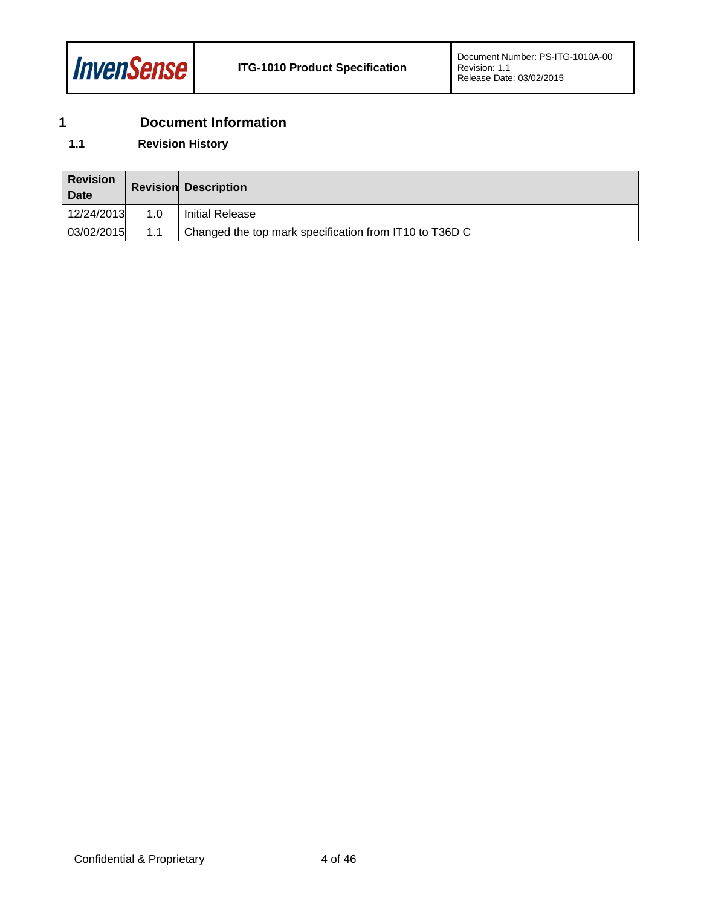# 1 Document Information

## 1.1 Revision History

| Revision Date | Revision | Description |
|---|---|---|
| 12/24/2013 | 1.0 | Initial Release |
| 03/02/2015 | 1.1 | Changed the top mark specification from IT10 to T36D C |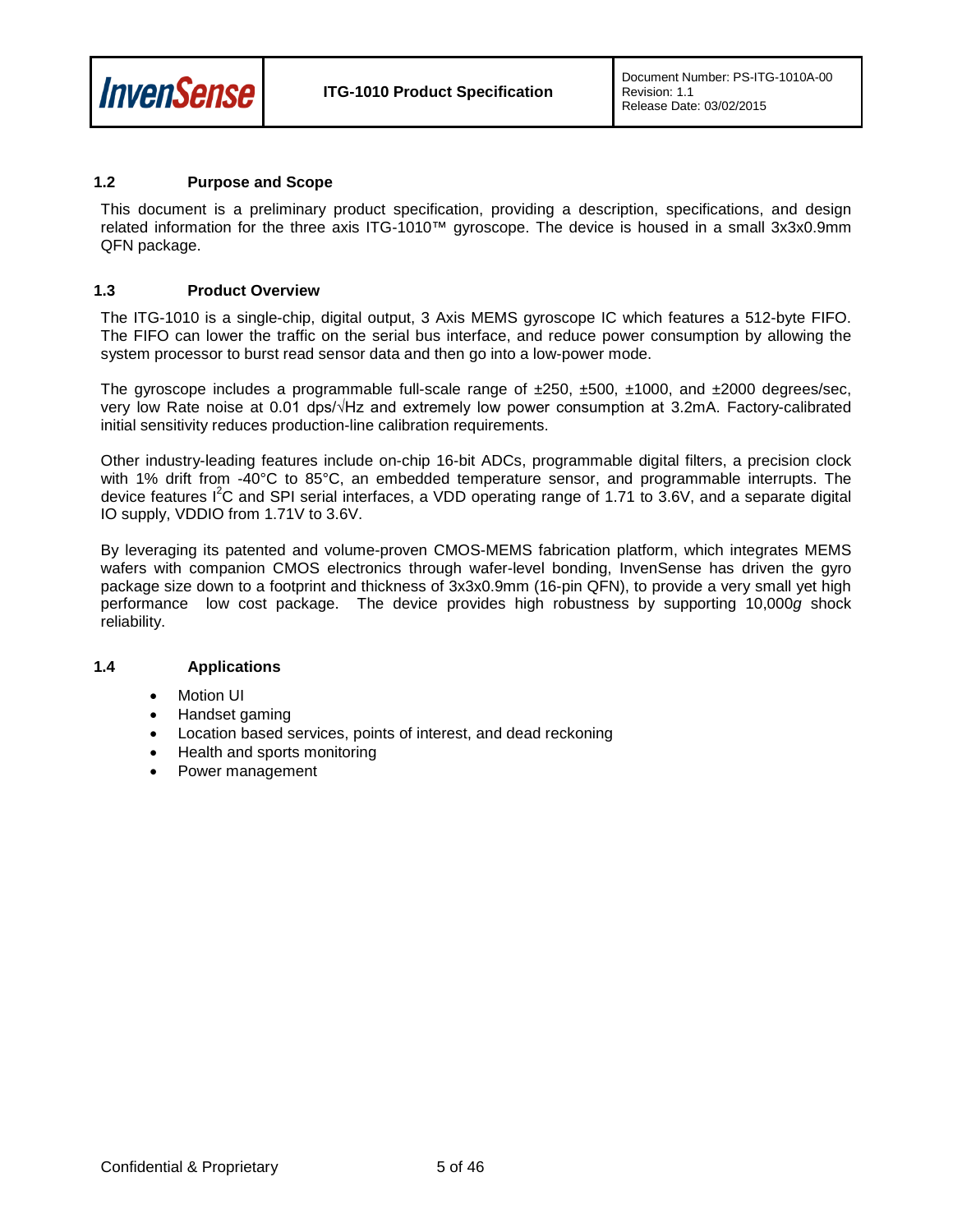### 1.2 Purpose and Scope

This document is a preliminary product specification, providing a description, specifications, and design related information for the three axis ITG-1010™ gyroscope. The device is housed in a small 3x3x0.9mm QFN package.

### 1.3 Product Overview

The ITG-1010 is a single-chip, digital output, 3 Axis MEMS gyroscope IC which features a 512-byte FIFO. The FIFO can lower the traffic on the serial bus interface, and reduce power consumption by allowing the system processor to burst read sensor data and then go into a low-power mode.

The gyroscope includes a programmable full-scale range of ±250, ±500, ±1000, and ±2000 degrees/sec, very low Rate noise at 0.01 dps/√Hz and extremely low power consumption at 3.2mA. Factory-calibrated initial sensitivity reduces production-line calibration requirements.

Other industry-leading features include on-chip 16-bit ADCs, programmable digital filters, a precision clock with 1% drift from -40°C to 85°C, an embedded temperature sensor, and programmable interrupts. The device features $I^2C$ and SPI serial interfaces, a VDD operating range of 1.71 to 3.6V, and a separate digital IO supply, VDDIO from 1.71V to 3.6V.

By leveraging its patented and volume-proven CMOS-MEMS fabrication platform, which integrates MEMS wafers with companion CMOS electronics through wafer-level bonding, InvenSense has driven the gyro package size down to a footprint and thickness of 3x3x0.9mm (16-pin QFN), to provide a very small yet high performance low cost package. The device provides high robustness by supporting 10,000*g* shock reliability.

### 1.4 Applications

- Motion UI
- Handset gaming
- Location based services, points of interest, and dead reckoning
- Health and sports monitoring
- Power management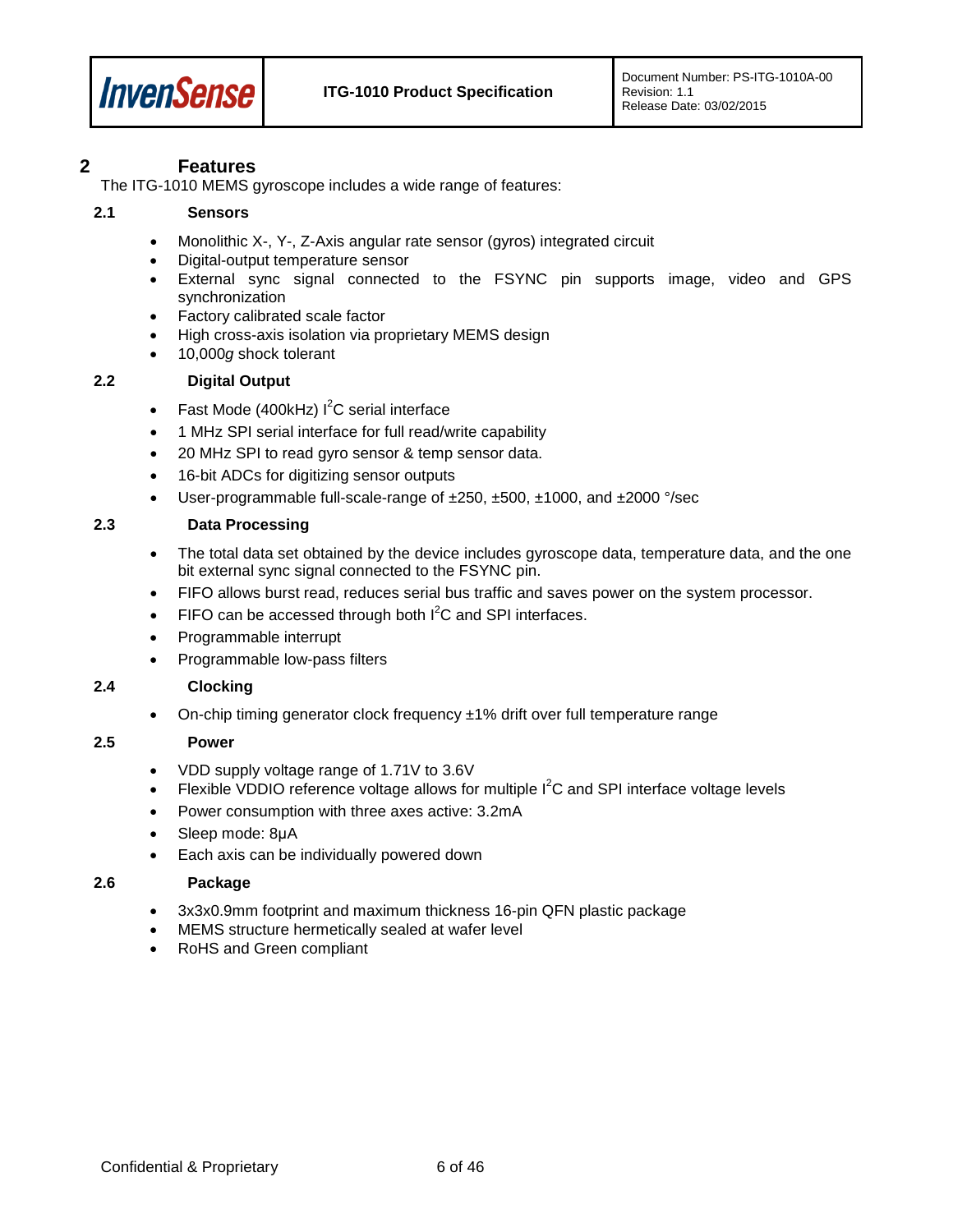# 2 Features

The ITG-1010 MEMS gyroscope includes a wide range of features:

## 2.1 Sensors

- Monolithic X-, Y-, Z-Axis angular rate sensor (gyros) integrated circuit
- Digital-output temperature sensor
- External sync signal connected to the FSYNC pin supports image, video and GPS synchronization
- Factory calibrated scale factor
- High cross-axis isolation via proprietary MEMS design
- 10,000*g* shock tolerant

## 2.2 Digital Output

- Fast Mode (400kHz) $I^2C$ serial interface
- 1 MHz SPI serial interface for full read/write capability
- 20 MHz SPI to read gyro sensor & temp sensor data.
- 16-bit ADCs for digitizing sensor outputs
- User-programmable full-scale-range of ±250, ±500, ±1000, and ±2000 °/sec

## 2.3 Data Processing

- The total data set obtained by the device includes gyroscope data, temperature data, and the one bit external sync signal connected to the FSYNC pin.
- FIFO allows burst read, reduces serial bus traffic and saves power on the system processor.
- FIFO can be accessed through both $I^2C$ and SPI interfaces.
- Programmable interrupt
- Programmable low-pass filters

## 2.4 Clocking

- On-chip timing generator clock frequency ±1% drift over full temperature range

## 2.5 Power

- VDD supply voltage range of 1.71V to 3.6V
- Flexible VDDIO reference voltage allows for multiple $I^2C$ and SPI interface voltage levels
- Power consumption with three axes active: 3.2mA
- Sleep mode: 8µA
- Each axis can be individually powered down

## 2.6 Package

- 3x3x0.9mm footprint and maximum thickness 16-pin QFN plastic package
- MEMS structure hermetically sealed at wafer level
- RoHS and Green compliant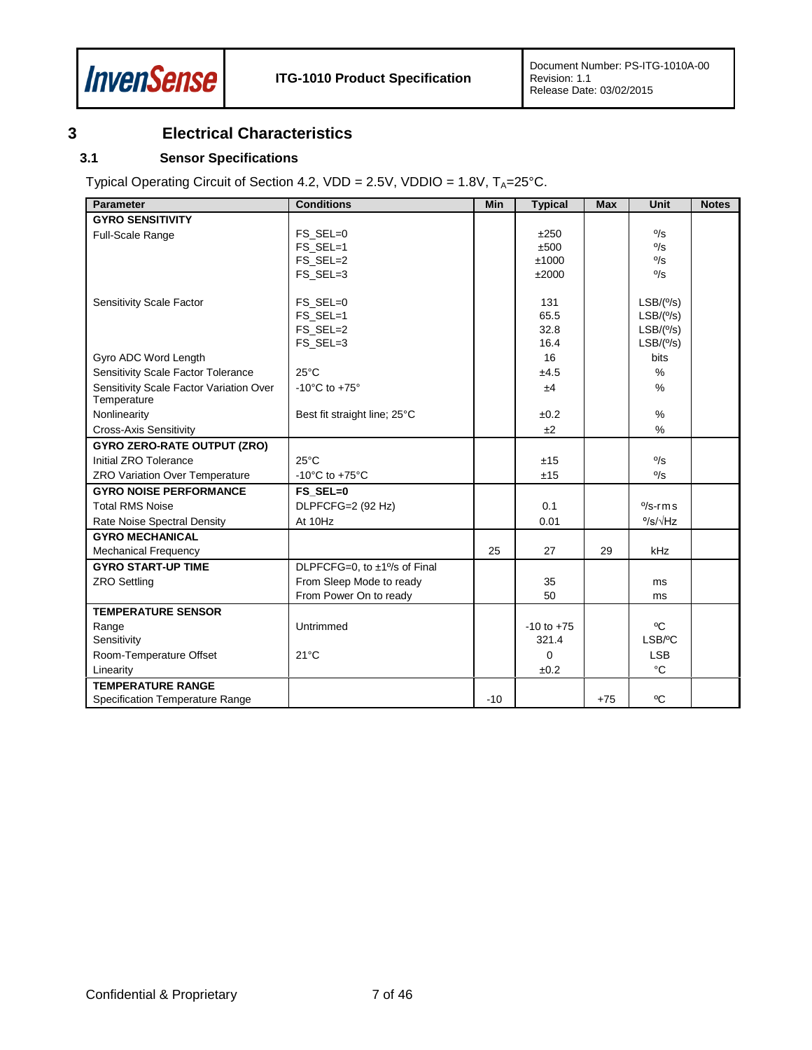# 3 Electrical Characteristics

## 3.1 Sensor Specifications

Typical Operating Circuit of Section 4.2, VDD = 2.5V, VDDIO = 1.8V, $T_A$=25°C.

| Parameter | Conditions | Min | Typical | Max | Unit | Notes |
|---|---|---|---|---|---|---|
| **GYRO SENSITIVITY** | | | | | | |
| Full-Scale Range | FS_SEL=0 | | ±250 | | º/s | |
| | FS_SEL=1 | | ±500 | | º/s | |
| | FS_SEL=2 | | ±1000 | | º/s | |
| | FS_SEL=3 | | ±2000 | | º/s | |
| Sensitivity Scale Factor | FS_SEL=0 | | 131 | | LSB/(º/s) | |
| | FS_SEL=1 | | 65.5 | | LSB/(º/s) | |
| | FS_SEL=2 | | 32.8 | | LSB/(º/s) | |
| | FS_SEL=3 | | 16.4 | | LSB/(º/s) | |
| Gyro ADC Word Length | | | 16 | | bits | |
| Sensitivity Scale Factor Tolerance | 25°C | | ±4.5 | | % | |
| Sensitivity Scale Factor Variation Over Temperature | -10°C to +75° | | ±4 | | % | |
| Nonlinearity | Best fit straight line; 25°C | | ±0.2 | | % | |
| Cross-Axis Sensitivity | | | ±2 | | % | |
| **GYRO ZERO-RATE OUTPUT (ZRO)** | | | | | | |
| Initial ZRO Tolerance | 25°C | | ±15 | | º/s | |
| ZRO Variation Over Temperature | -10°C to +75°C | | ±15 | | º/s | |
| **GYRO NOISE PERFORMANCE** | **FS_SEL=0** | | | | | |
| Total RMS Noise | DLPFCFG=2 (92 Hz) | | 0.1 | | º/s-rms | |
| Rate Noise Spectral Density | At 10Hz | | 0.01 | | º/s/√Hz | |
| **GYRO MECHANICAL** | | | | | | |
| Mechanical Frequency | | 25 | 27 | 29 | kHz | |
| **GYRO START-UP TIME** | DLPFCFG=0, to ±1º/s of Final | | | | | |
| ZRO Settling | From Sleep Mode to ready | | 35 | | ms | |
| | From Power On to ready | | 50 | | ms | |
| **TEMPERATURE SENSOR** | | | | | | |
| Range | Untrimmed | | -10 to +75 | | ºC | |
| Sensitivity | | | 321.4 | | LSB/ºC | |
| Room-Temperature Offset | 21°C | | 0 | | LSB | |
| Linearity | | | ±0.2 | | °C | |
| **TEMPERATURE RANGE** | | | | | | |
| Specification Temperature Range | | -10 | | +75 | ºC | |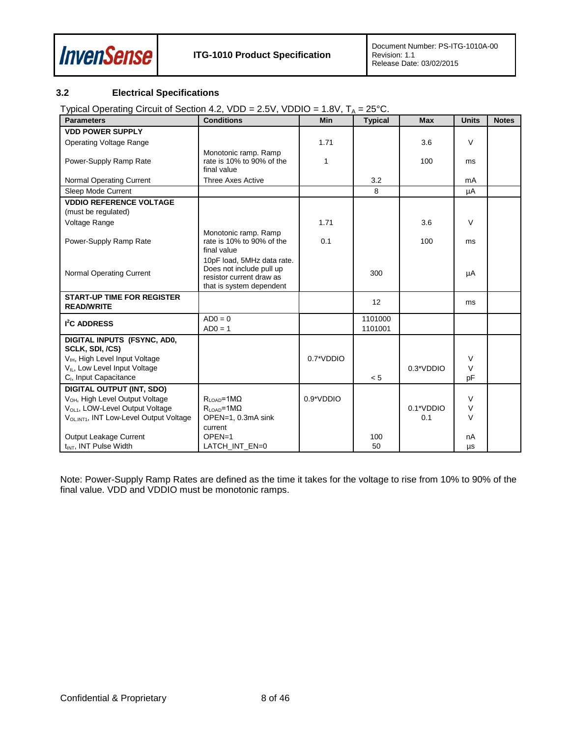### 3.2 Electrical Specifications

Typical Operating Circuit of Section 4.2, VDD = 2.5V, VDDIO = 1.8V, $T_A$ = 25°C.

| Parameters | Conditions | Min | Typical | Max | Units | Notes |
|---|---|---|---|---|---|---|
| **VDD POWER SUPPLY** | | | | | | |
| Operating Voltage Range | | 1.71 | | 3.6 | V | |
| Power-Supply Ramp Rate | Monotonic ramp. Ramp rate is 10% to 90% of the final value | 1 | | 100 | ms | |
| Normal Operating Current | Three Axes Active | | 3.2 | | mA | |
| Sleep Mode Current | | | 8 | | µA | |
| **VDDIO REFERENCE VOLTAGE** (must be regulated) | | | | | | |
| Voltage Range | | 1.71 | | 3.6 | V | |
| Power-Supply Ramp Rate | Monotonic ramp. Ramp rate is 10% to 90% of the final value | 0.1 | | 100 | ms | |
| Normal Operating Current | 10pF load, 5MHz data rate. Does not include pull up resistor current draw as that is system dependent | | 300 | | µA | |
| **START-UP TIME FOR REGISTER READ/WRITE** | | | 12 | | ms | |
| **I²C ADDRESS** | AD0 = 0<br>AD0 = 1 | | 1101000<br>1101001 | | | |
| **DIGITAL INPUTS (FSYNC, AD0, SCLK, SDI, /CS)** | | | | | | |
| $V_{IH}$, High Level Input Voltage | | 0.7*VDDIO | | | V | |
| $V_{IL}$, Low Level Input Voltage | | | | 0.3*VDDIO | V | |
| $C_I$, Input Capacitance | | | < 5 | | pF | |
| **DIGITAL OUTPUT (INT, SDO)** | | | | | | |
| $V_{OH}$, High Level Output Voltage | $R_{LOAD}$=1MΩ | 0.9*VDDIO | | | V | |
| $V_{OL1}$, LOW-Level Output Voltage | $R_{LOAD}$=1MΩ | | | 0.1*VDDIO | V | |
| $V_{OL.INT1}$, INT Low-Level Output Voltage | OPEN=1, 0.3mA sink current | | | 0.1 | V | |
| Output Leakage Current | OPEN=1 | | 100 | | nA | |
| $t_{INT}$, INT Pulse Width | LATCH_INT_EN=0 | | 50 | | µs | |

Note: Power-Supply Ramp Rates are defined as the time it takes for the voltage to rise from 10% to 90% of the final value. VDD and VDDIO must be monotonic ramps.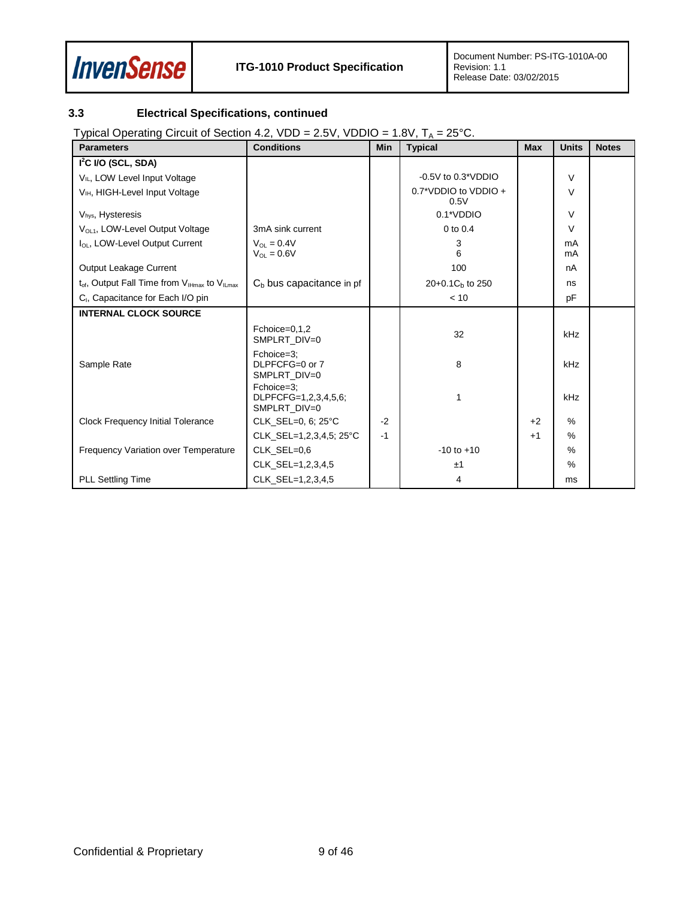### 3.3 Electrical Specifications, continued

Typical Operating Circuit of Section 4.2, VDD = 2.5V, VDDIO = 1.8V, $T_A$ = 25°C.

| Parameters | Conditions | Min | Typical | Max | Units | Notes |
|---|---|---|---|---|---|---|
| **$I^2C$ I/O (SCL, SDA)** | | | | | | |
| $V_{IL}$, LOW Level Input Voltage | | | -0.5V to 0.3*VDDIO | | V | |
| $V_{IH}$, HIGH-Level Input Voltage | | | 0.7*VDDIO to VDDIO + 0.5V | | V | |
| $V_{hys}$, Hysteresis | | | 0.1*VDDIO | | V | |
| $V_{OL1}$, LOW-Level Output Voltage | 3mA sink current | | 0 to 0.4 | | V | |
| $I_{OL}$, LOW-Level Output Current | $V_{OL}$ = 0.4V<br>$V_{OL}$ = 0.6V | | 3<br>6 | | mA<br>mA | |
| Output Leakage Current | | | 100 | | nA | |
| $t_{of}$, Output Fall Time from $V_{IHmax}$ to $V_{ILmax}$ | $C_b$ bus capacitance in pf | | 20+0.1$C_b$ to 250 | | ns | |
| $C_I$, Capacitance for Each I/O pin | | | < 10 | | pF | |
| **INTERNAL CLOCK SOURCE** | | | | | | |
| Sample Rate | Fchoice=0,1,2<br>SMPLRT_DIV=0 | | 32 | | kHz | |
| | Fchoice=3;<br>DLPFCFG=0 or 7<br>SMPLRT_DIV=0 | | 8 | | kHz | |
| | Fchoice=3;<br>DLPFCFG=1,2,3,4,5,6;<br>SMPLRT_DIV=0 | | 1 | | kHz | |
| Clock Frequency Initial Tolerance | CLK_SEL=0, 6; 25°C | -2 | | +2 | % | |
| | CLK_SEL=1,2,3,4,5; 25°C | -1 | | +1 | % | |
| Frequency Variation over Temperature | CLK_SEL=0,6 | | -10 to +10 | | % | |
| | CLK_SEL=1,2,3,4,5 | | ±1 | | % | |
| PLL Settling Time | CLK_SEL=1,2,3,4,5 | | 4 | | ms | |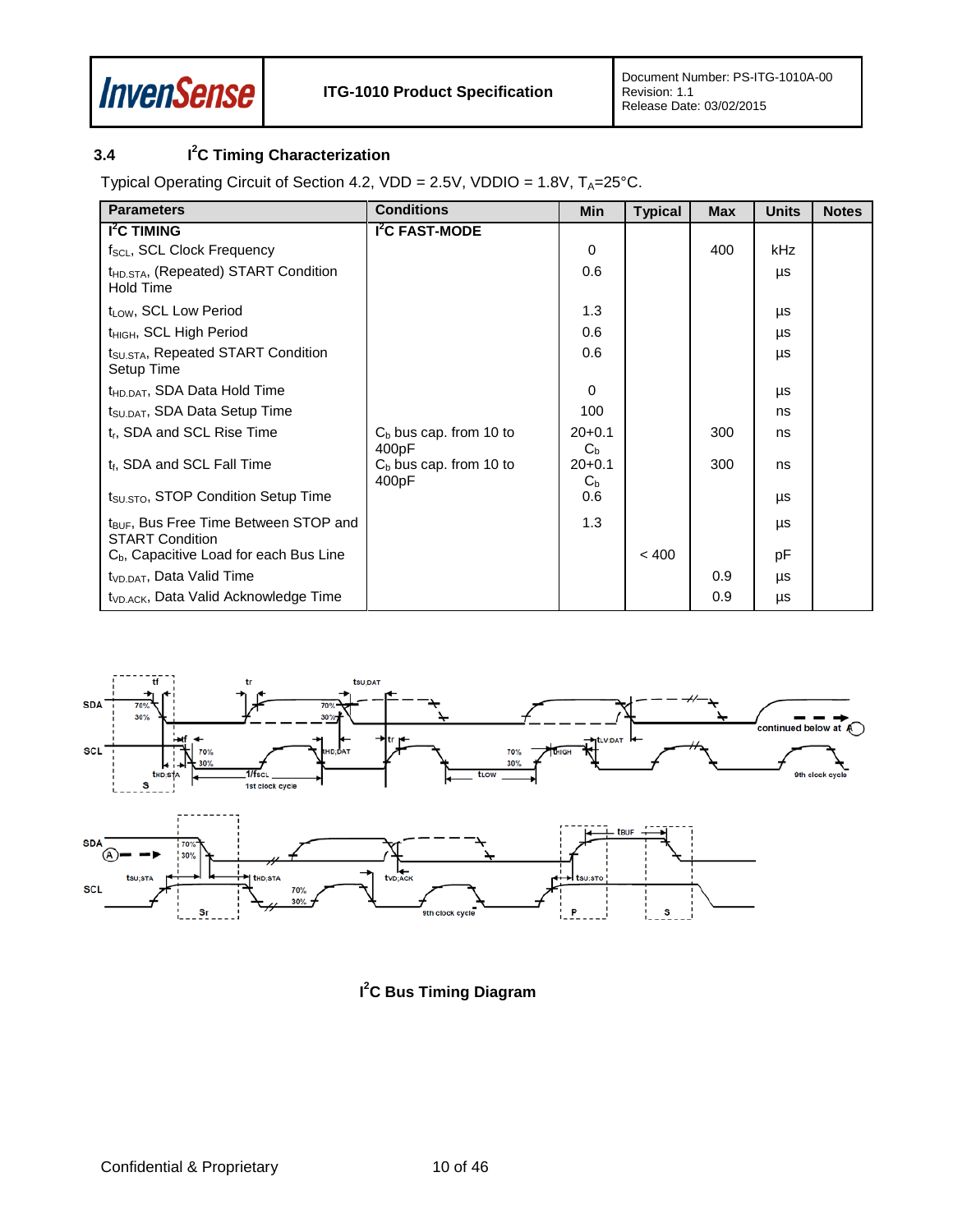## 3.4 $I^2C$ Timing Characterization

Typical Operating Circuit of Section 4.2, VDD = 2.5V, VDDIO = 1.8V, $T_A$=25°C.

| Parameters | Conditions | Min | Typical | Max | Units | Notes |
|---|---|---|---|---|---|---|
| **$I^2C$ TIMING** | **$I^2C$ FAST-MODE** | | | | | |
| $f_{SCL}$, SCL Clock Frequency | | 0 | | 400 | kHz | |
| $t_{HD.STA}$, (Repeated) START Condition Hold Time | | 0.6 | | | µs | |
| $t_{LOW}$, SCL Low Period | | 1.3 | | | µs | |
| $t_{HIGH}$, SCL High Period | | 0.6 | | | µs | |
| $t_{SU.STA}$, Repeated START Condition Setup Time | | 0.6 | | | µs | |
| $t_{HD.DAT}$, SDA Data Hold Time | | 0 | | | µs | |
| $t_{SU.DAT}$, SDA Data Setup Time | | 100 | | | ns | |
| $t_r$, SDA and SCL Rise Time | $C_b$ bus cap. from 10 to 400pF | 20+0.1 $C_b$ | | 300 | ns | |
| $t_f$, SDA and SCL Fall Time | $C_b$ bus cap. from 10 to 400pF | 20+0.1 $C_b$ | | 300 | ns | |
| $t_{SU.STO}$, STOP Condition Setup Time | | 0.6 | | | µs | |
| $t_{BUF}$, Bus Free Time Between STOP and START Condition | | 1.3 | | | µs | |
| $C_b$, Capacitive Load for each Bus Line | | | < 400 | | pF | |
| $t_{VD.DAT}$, Data Valid Time | | | | 0.9 | µs | |
| $t_{VD.ACK}$, Data Valid Acknowledge Time | | | | 0.9 | µs | |

**$I^2C$ Bus Timing Diagram**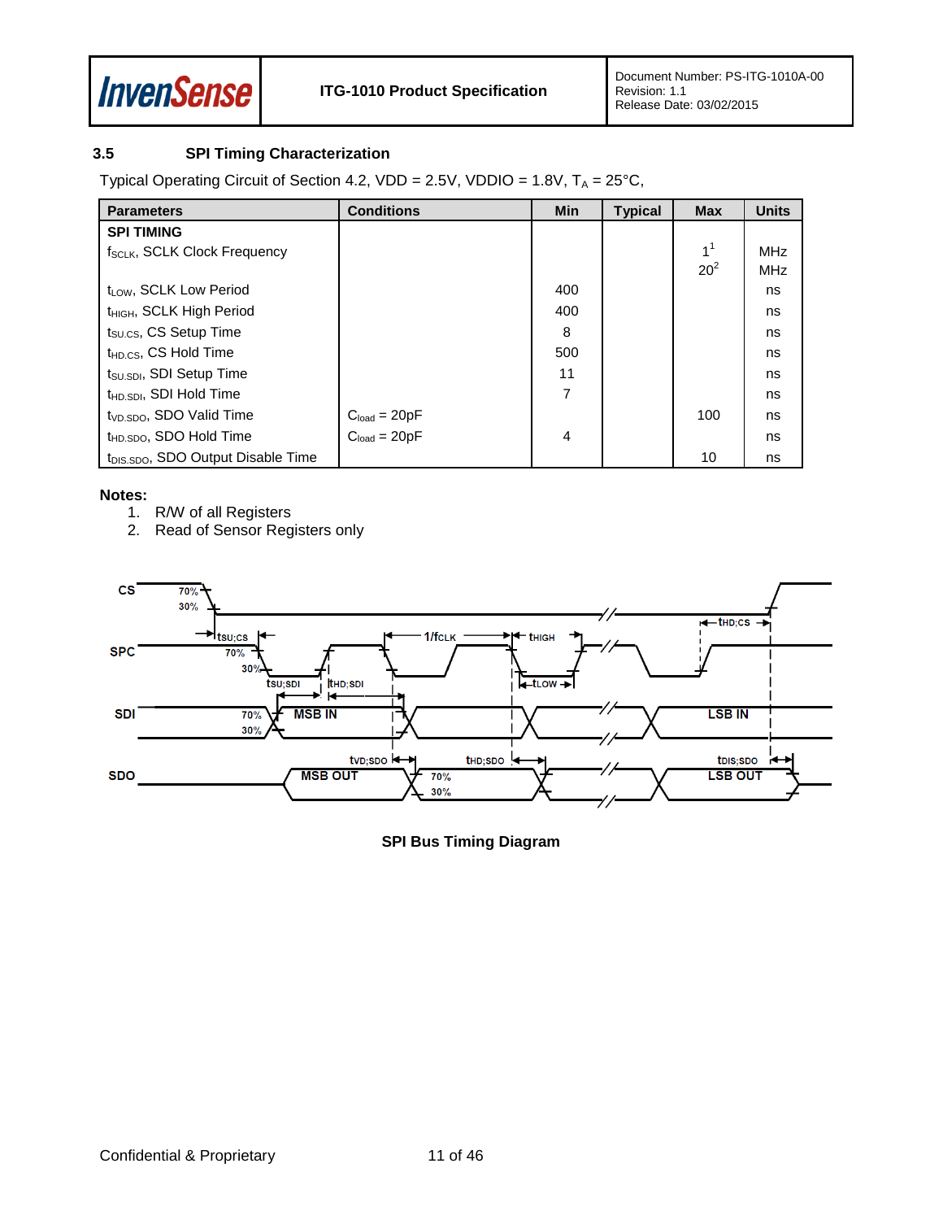## 3.5 SPI Timing Characterization

Typical Operating Circuit of Section 4.2, VDD = 2.5V, VDDIO = 1.8V, $T_A$ = 25°C,

| Parameters | Conditions | Min | Typical | Max | Units |
|---|---|---|---|---|---|
| **SPI TIMING** | | | | | |
| $f_{SCLK}$, SCLK Clock Frequency | | | | 1[1]<br>20[2] | MHz<br>MHz |
| $t_{LOW}$, SCLK Low Period | | 400 | | | ns |
| $t_{HIGH}$, SCLK High Period | | 400 | | | ns |
| $t_{SU.CS}$, CS Setup Time | | 8 | | | ns |
| $t_{HD.CS}$, CS Hold Time | | 500 | | | ns |
| $t_{SU.SDI}$, SDI Setup Time | | 11 | | | ns |
| $t_{HD.SDI}$, SDI Hold Time | | 7 | | | ns |
| $t_{VD.SDO}$, SDO Valid Time | $C_{load}$ = 20pF | | | 100 | ns |
| $t_{HD.SDO}$, SDO Hold Time | $C_{load}$ = 20pF | 4 | | | ns |
| $t_{DIS.SDO}$, SDO Output Disable Time | | | | 10 | ns |

**Notes:**

1. R/W of all Registers
2. Read of Sensor Registers only

**SPI Bus Timing Diagram**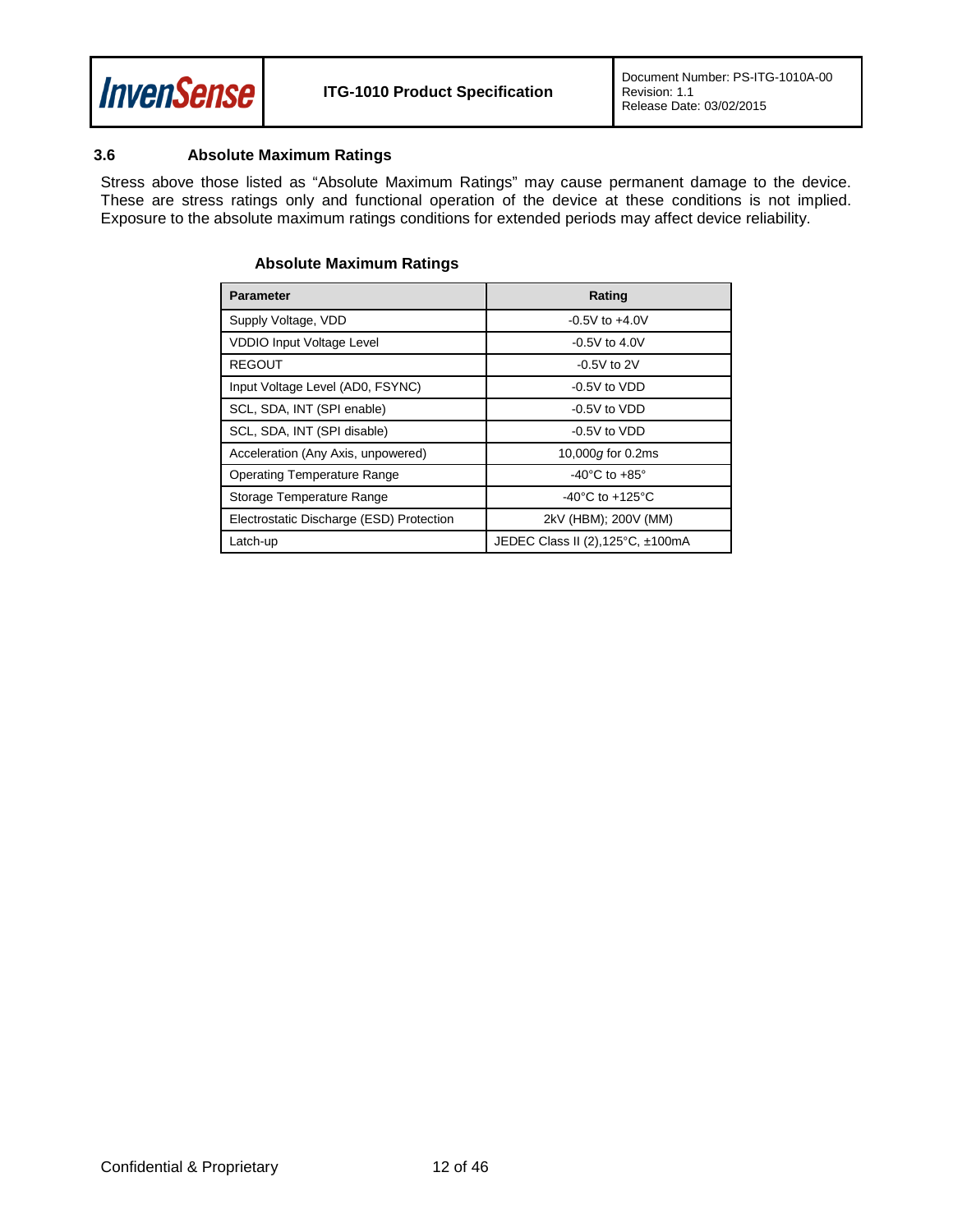### 3.6 Absolute Maximum Ratings

Stress above those listed as "Absolute Maximum Ratings" may cause permanent damage to the device. These are stress ratings only and functional operation of the device at these conditions is not implied. Exposure to the absolute maximum ratings conditions for extended periods may affect device reliability.

**Absolute Maximum Ratings**

| Parameter | Rating |
|---|---|
| Supply Voltage, VDD | -0.5V to +4.0V |
| VDDIO Input Voltage Level | -0.5V to 4.0V |
| REGOUT | -0.5V to 2V |
| Input Voltage Level (AD0, FSYNC) | -0.5V to VDD |
| SCL, SDA, INT (SPI enable) | -0.5V to VDD |
| SCL, SDA, INT (SPI disable) | -0.5V to VDD |
| Acceleration (Any Axis, unpowered) | 10,000*g* for 0.2ms |
| Operating Temperature Range | -40°C to +85° |
| Storage Temperature Range | -40°C to +125°C |
| Electrostatic Discharge (ESD) Protection | 2kV (HBM); 200V (MM) |
| Latch-up | JEDEC Class II (2),125°C, ±100mA |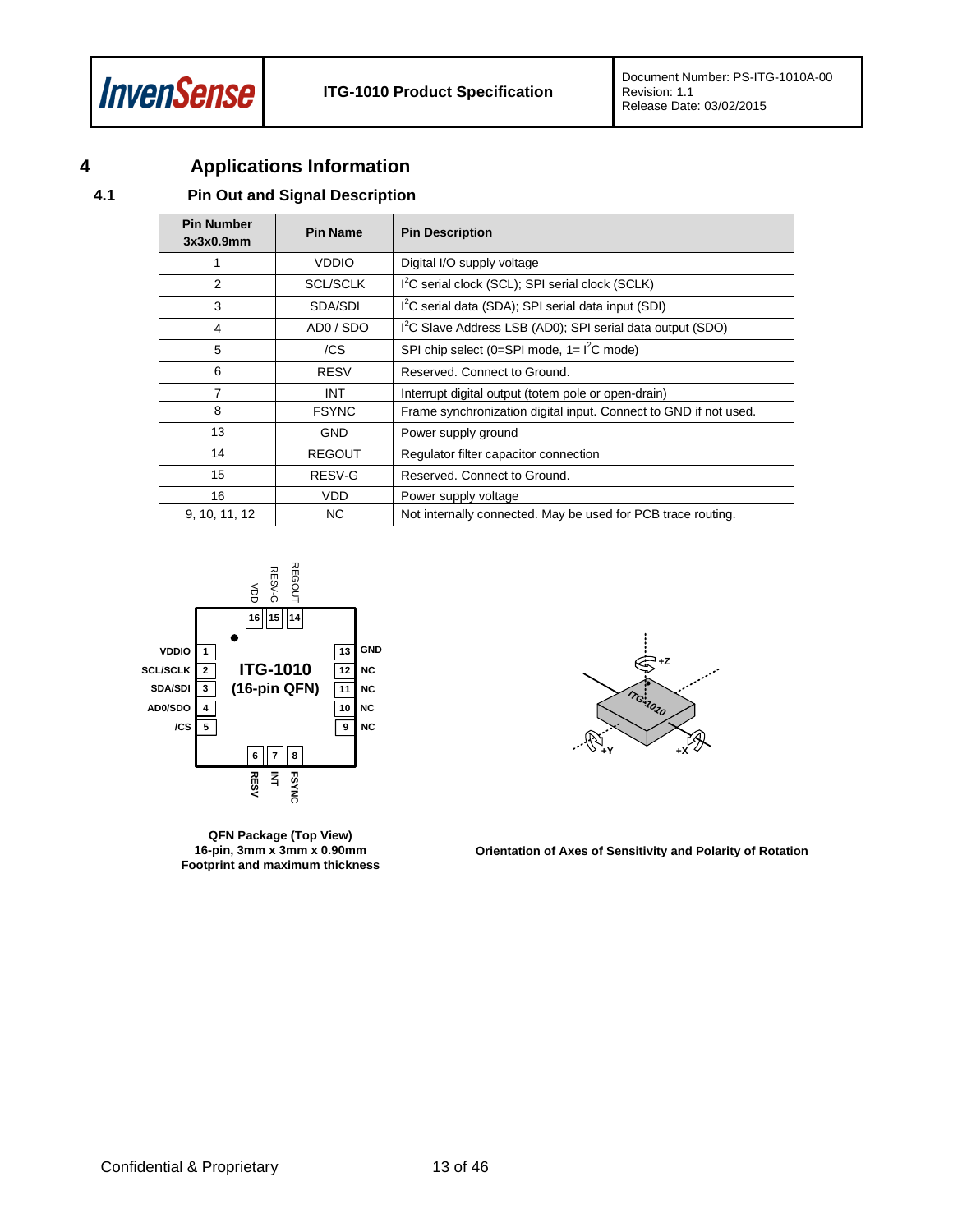# 4 Applications Information

## 4.1 Pin Out and Signal Description

| Pin Number 3x3x0.9mm | Pin Name | Pin Description |
|---|---|---|
| 1 | VDDIO | Digital I/O supply voltage |
| 2 | SCL/SCLK | $I^2C$ serial clock (SCL); SPI serial clock (SCLK) |
| 3 | SDA/SDI | $I^2C$ serial data (SDA); SPI serial data input (SDI) |
| 4 | AD0 / SDO | $I^2C$ Slave Address LSB (AD0); SPI serial data output (SDO) |
| 5 | /CS | SPI chip select (0=SPI mode, 1= $I^2C$ mode) |
| 6 | RESV | Reserved. Connect to Ground. |
| 7 | INT | Interrupt digital output (totem pole or open-drain) |
| 8 | FSYNC | Frame synchronization digital input. Connect to GND if not used. |
| 13 | GND | Power supply ground |
| 14 | REGOUT | Regulator filter capacitor connection |
| 15 | RESV-G | Reserved. Connect to Ground. |
| 16 | VDD | Power supply voltage |
| 9, 10, 11, 12 | NC | Not internally connected. May be used for PCB trace routing. |

QFN Package (Top View)
16-pin, 3mm x 3mm x 0.90mm
Footprint and maximum thickness

Orientation of Axes of Sensitivity and Polarity of Rotation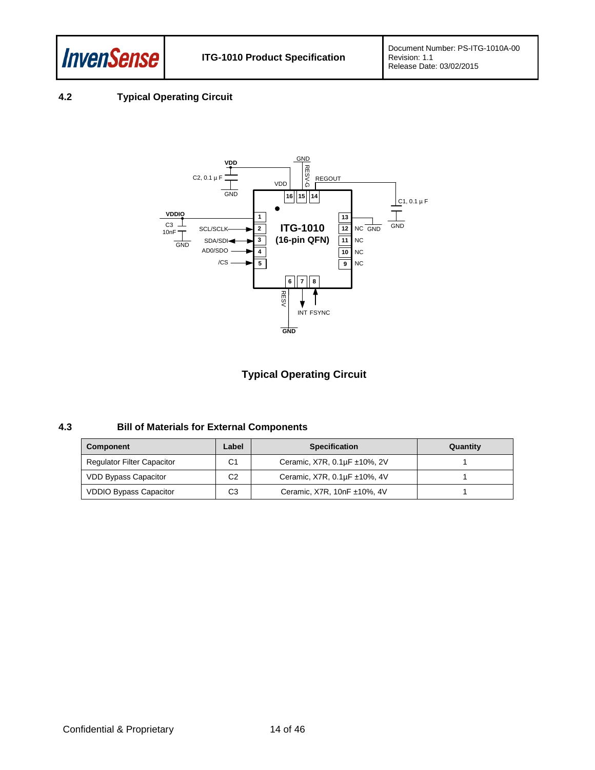## 4.2 Typical Operating Circuit

Typical Operating Circuit

## 4.3 Bill of Materials for External Components

| Component | Label | Specification | Quantity |
|---|---|---|---|
| Regulator Filter Capacitor | C1 | Ceramic, X7R, 0.1µF ±10%, 2V | 1 |
| VDD Bypass Capacitor | C2 | Ceramic, X7R, 0.1µF ±10%, 4V | 1 |
| VDDIO Bypass Capacitor | C3 | Ceramic, X7R, 10nF ±10%, 4V | 1 |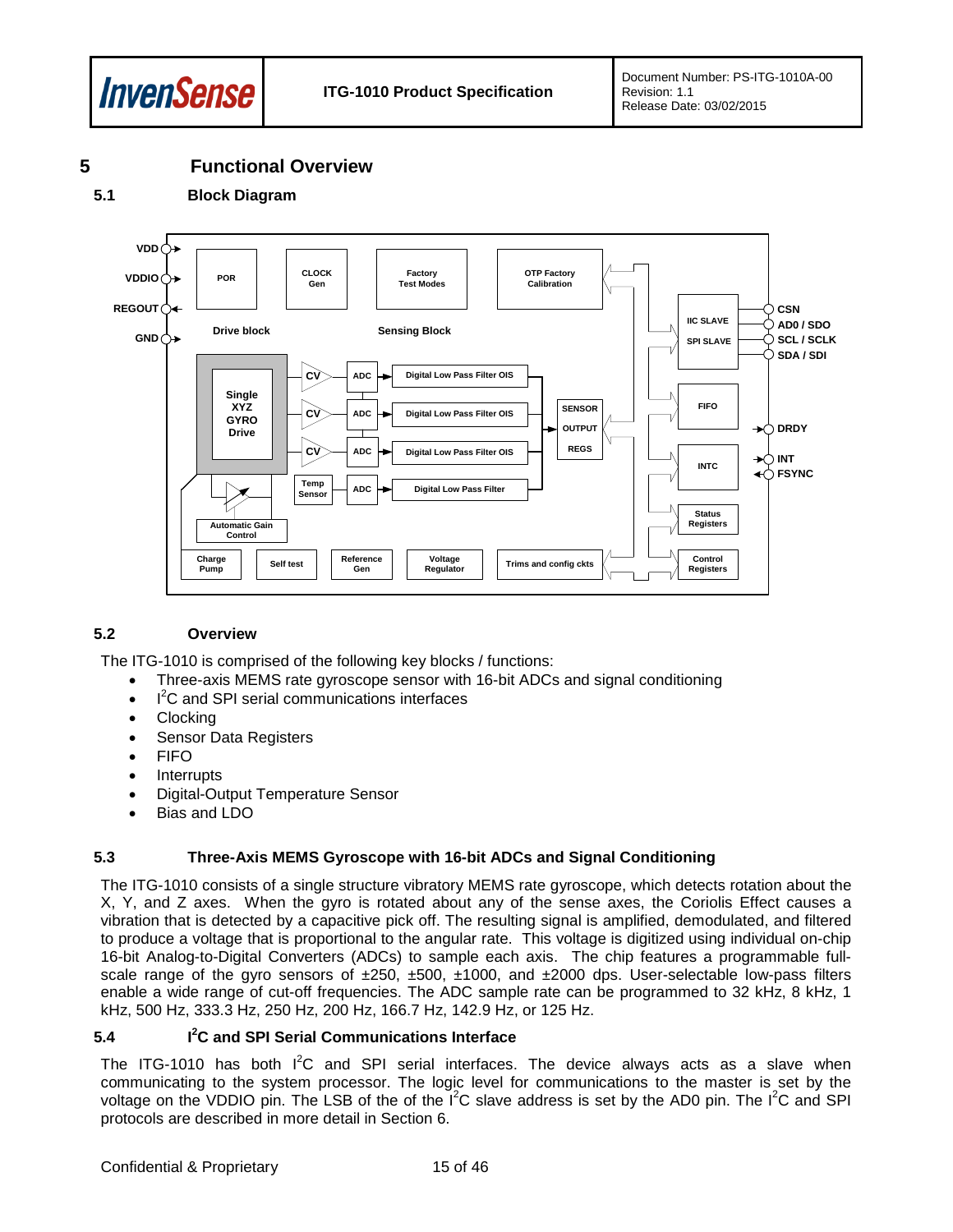# 5 Functional Overview

## 5.1 Block Diagram

## 5.2 Overview

The ITG-1010 is comprised of the following key blocks / functions:

- Three-axis MEMS rate gyroscope sensor with 16-bit ADCs and signal conditioning
- $I^2C$ and SPI serial communications interfaces
- Clocking
- Sensor Data Registers
- FIFO
- Interrupts
- Digital-Output Temperature Sensor
- Bias and LDO

## 5.3 Three-Axis MEMS Gyroscope with 16-bit ADCs and Signal Conditioning

The ITG-1010 consists of a single structure vibratory MEMS rate gyroscope, which detects rotation about the X, Y, and Z axes. When the gyro is rotated about any of the sense axes, the Coriolis Effect causes a vibration that is detected by a capacitive pick off. The resulting signal is amplified, demodulated, and filtered to produce a voltage that is proportional to the angular rate. This voltage is digitized using individual on-chip 16-bit Analog-to-Digital Converters (ADCs) to sample each axis. The chip features a programmable full-scale range of the gyro sensors of ±250, ±500, ±1000, and ±2000 dps. User-selectable low-pass filters enable a wide range of cut-off frequencies. The ADC sample rate can be programmed to 32 kHz, 8 kHz, 1 kHz, 500 Hz, 333.3 Hz, 250 Hz, 200 Hz, 166.7 Hz, 142.9 Hz, or 125 Hz.

## 5.4 $I^2C$ and SPI Serial Communications Interface

The ITG-1010 has both $I^2C$ and SPI serial interfaces. The device always acts as a slave when communicating to the system processor. The logic level for communications to the master is set by the voltage on the VDDIO pin. The LSB of the of the $I^2C$ slave address is set by the AD0 pin. The $I^2C$ and SPI protocols are described in more detail in Section 6.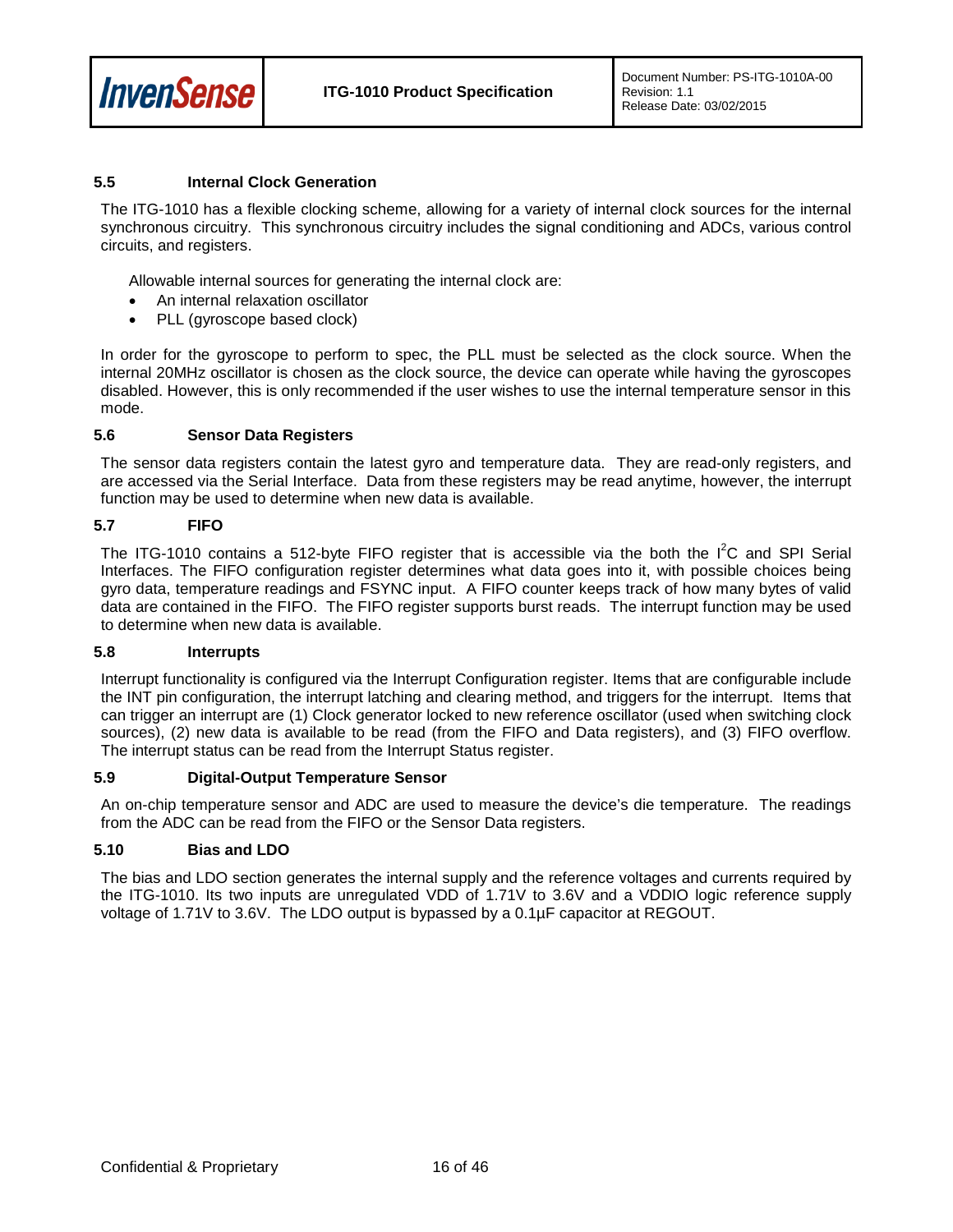### 5.5 Internal Clock Generation

The ITG-1010 has a flexible clocking scheme, allowing for a variety of internal clock sources for the internal synchronous circuitry. This synchronous circuitry includes the signal conditioning and ADCs, various control circuits, and registers.

Allowable internal sources for generating the internal clock are:

- An internal relaxation oscillator
- PLL (gyroscope based clock)

In order for the gyroscope to perform to spec, the PLL must be selected as the clock source. When the internal 20MHz oscillator is chosen as the clock source, the device can operate while having the gyroscopes disabled. However, this is only recommended if the user wishes to use the internal temperature sensor in this mode.

### 5.6 Sensor Data Registers

The sensor data registers contain the latest gyro and temperature data. They are read-only registers, and are accessed via the Serial Interface. Data from these registers may be read anytime, however, the interrupt function may be used to determine when new data is available.

### 5.7 FIFO

The ITG-1010 contains a 512-byte FIFO register that is accessible via the both the $I^2C$ and SPI Serial Interfaces. The FIFO configuration register determines what data goes into it, with possible choices being gyro data, temperature readings and FSYNC input. A FIFO counter keeps track of how many bytes of valid data are contained in the FIFO. The FIFO register supports burst reads. The interrupt function may be used to determine when new data is available.

### 5.8 Interrupts

Interrupt functionality is configured via the Interrupt Configuration register. Items that are configurable include the INT pin configuration, the interrupt latching and clearing method, and triggers for the interrupt. Items that can trigger an interrupt are (1) Clock generator locked to new reference oscillator (used when switching clock sources), (2) new data is available to be read (from the FIFO and Data registers), and (3) FIFO overflow. The interrupt status can be read from the Interrupt Status register.

### 5.9 Digital-Output Temperature Sensor

An on-chip temperature sensor and ADC are used to measure the device's die temperature. The readings from the ADC can be read from the FIFO or the Sensor Data registers.

### 5.10 Bias and LDO

The bias and LDO section generates the internal supply and the reference voltages and currents required by the ITG-1010. Its two inputs are unregulated VDD of 1.71V to 3.6V and a VDDIO logic reference supply voltage of 1.71V to 3.6V. The LDO output is bypassed by a 0.1µF capacitor at REGOUT.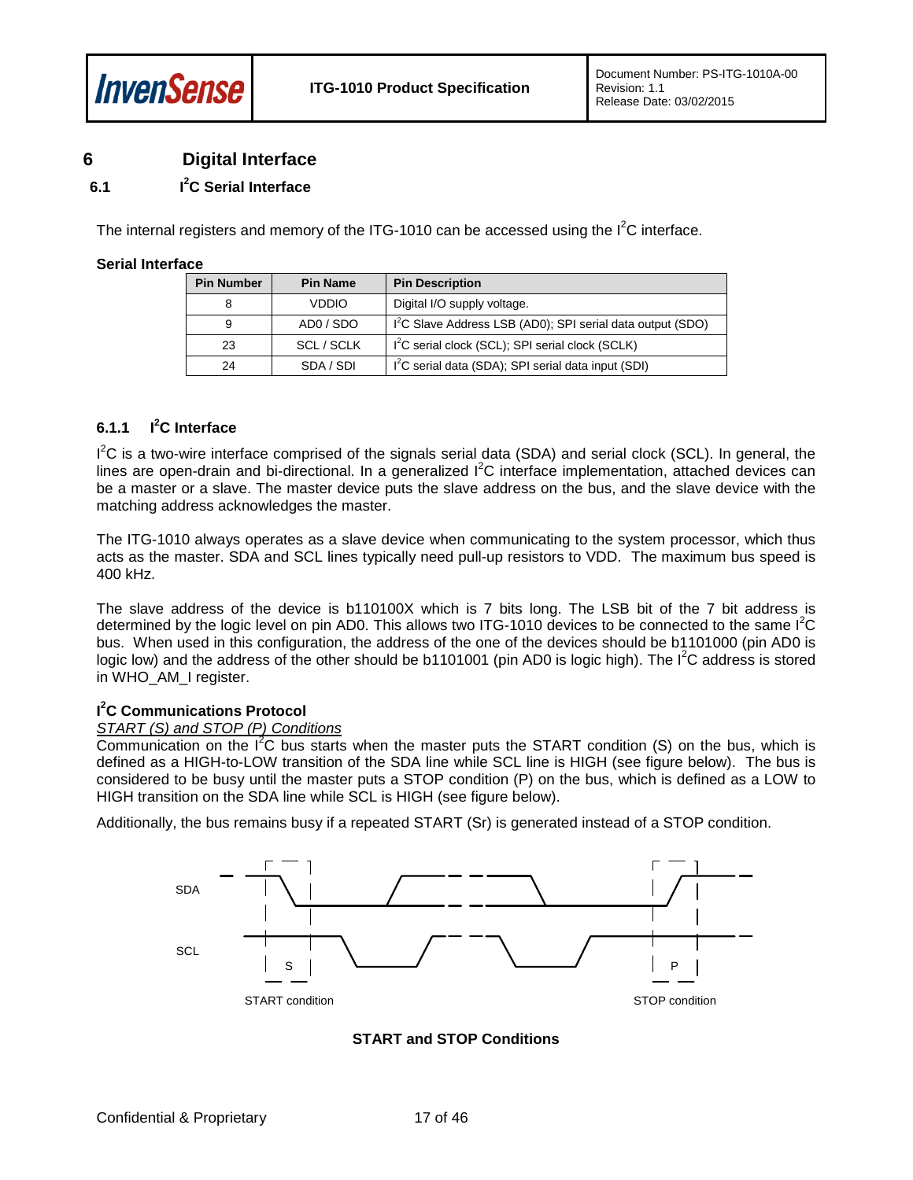# 6 Digital Interface

## 6.1 I²C Serial Interface

The internal registers and memory of the ITG-1010 can be accessed using the I²C interface.

**Serial Interface**

| Pin Number | Pin Name | Pin Description |
|---|---|---|
| 8 | VDDIO | Digital I/O supply voltage. |
| 9 | AD0 / SDO | I²C Slave Address LSB (AD0); SPI serial data output (SDO) |
| 23 | SCL / SCLK | I²C serial clock (SCL); SPI serial clock (SCLK) |
| 24 | SDA / SDI | I²C serial data (SDA); SPI serial data input (SDI) |

### 6.1.1 I²C Interface

I²C is a two-wire interface comprised of the signals serial data (SDA) and serial clock (SCL). In general, the lines are open-drain and bi-directional. In a generalized I²C interface implementation, attached devices can be a master or a slave. The master device puts the slave address on the bus, and the slave device with the matching address acknowledges the master.

The ITG-1010 always operates as a slave device when communicating to the system processor, which thus acts as the master. SDA and SCL lines typically need pull-up resistors to VDD. The maximum bus speed is 400 kHz.

The slave address of the device is b110100X which is 7 bits long. The LSB bit of the 7 bit address is determined by the logic level on pin AD0. This allows two ITG-1010 devices to be connected to the same I²C bus. When used in this configuration, the address of the one of the devices should be b1101000 (pin AD0 is logic low) and the address of the other should be b1101001 (pin AD0 is logic high). The I²C address is stored in WHO_AM_I register.

**I²C Communications Protocol**

*START (S) and STOP (P) Conditions*

Communication on the I²C bus starts when the master puts the START condition (S) on the bus, which is defined as a HIGH-to-LOW transition of the SDA line while SCL line is HIGH (see figure below). The bus is considered to be busy until the master puts a STOP condition (P) on the bus, which is defined as a LOW to HIGH transition on the SDA line while SCL is HIGH (see figure below).

Additionally, the bus remains busy if a repeated START (Sr) is generated instead of a STOP condition.

SDA

SCL

S

P

START condition

STOP condition

**START and STOP Conditions**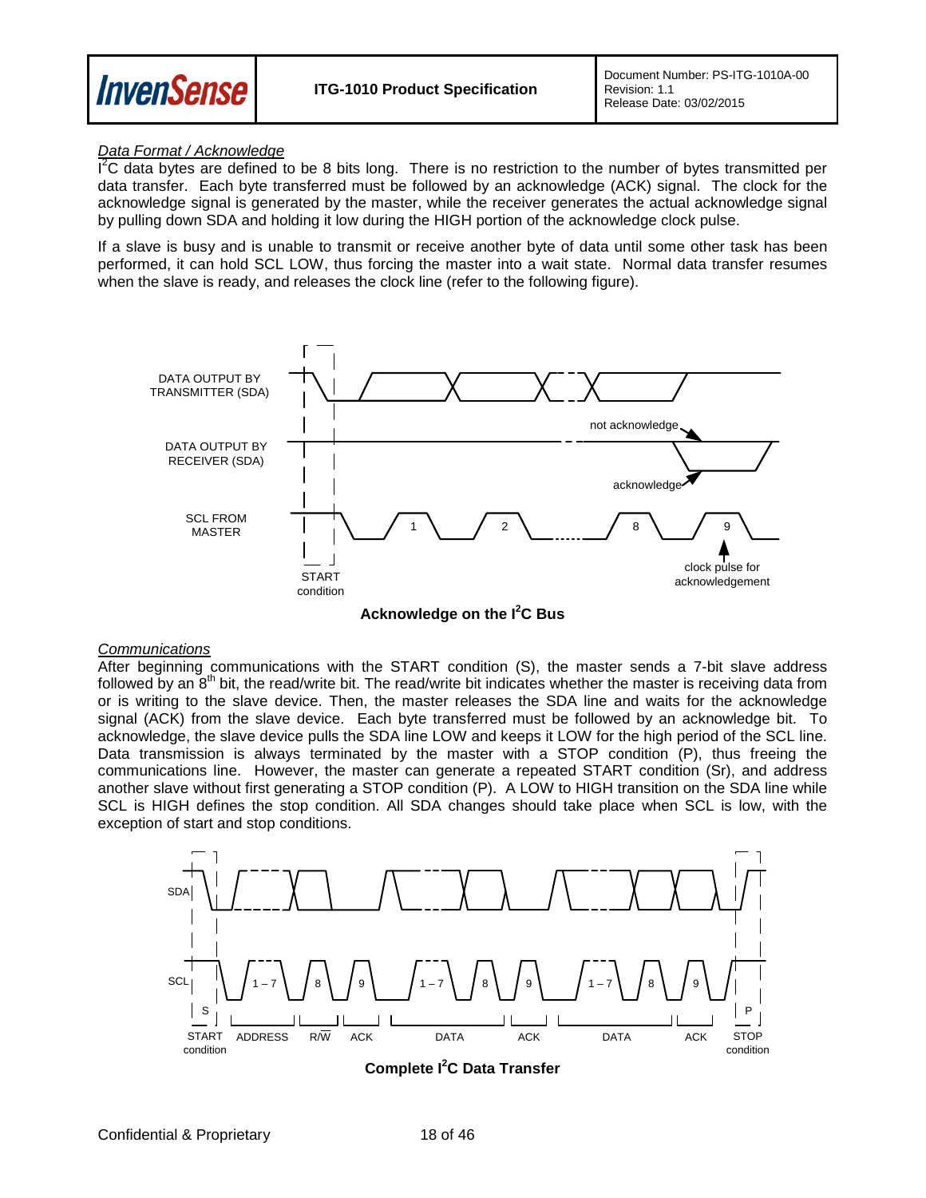*Data Format / Acknowledge*

$I^2C$ data bytes are defined to be 8 bits long. There is no restriction to the number of bytes transmitted per data transfer. Each byte transferred must be followed by an acknowledge (ACK) signal. The clock for the acknowledge signal is generated by the master, while the receiver generates the actual acknowledge signal by pulling down SDA and holding it low during the HIGH portion of the acknowledge clock pulse.

If a slave is busy and is unable to transmit or receive another byte of data until some other task has been performed, it can hold SCL LOW, thus forcing the master into a wait state. Normal data transfer resumes when the slave is ready, and releases the clock line (refer to the following figure).

DATA OUTPUT BY TRANSMITTER (SDA)

DATA OUTPUT BY RECEIVER (SDA)

SCL FROM MASTER

not acknowledge

acknowledge

1 2 8 9

START condition

clock pulse for acknowledgement

**Acknowledge on the $I^2C$ Bus**

*Communications*

After beginning communications with the START condition (S), the master sends a 7-bit slave address followed by an 8th bit, the read/write bit. The read/write bit indicates whether the master is receiving data from or is writing to the slave device. Then, the master releases the SDA line and waits for the acknowledge signal (ACK) from the slave device. Each byte transferred must be followed by an acknowledge bit. To acknowledge, the slave device pulls the SDA line LOW and keeps it LOW for the high period of the SCL line. Data transmission is always terminated by the master with a STOP condition (P), thus freeing the communications line. However, the master can generate a repeated START condition (Sr), and address another slave without first generating a STOP condition (P). A LOW to HIGH transition on the SDA line while SCL is HIGH defines the stop condition. All SDA changes should take place when SCL is low, with the exception of start and stop conditions.

SDA

SCL

S 1 – 7 8 9 1 – 7 8 9 1 – 7 8 9 P

START condition ADDRESS R/W ACK DATA ACK DATA ACK STOP condition

**Complete $I^2C$ Data Transfer**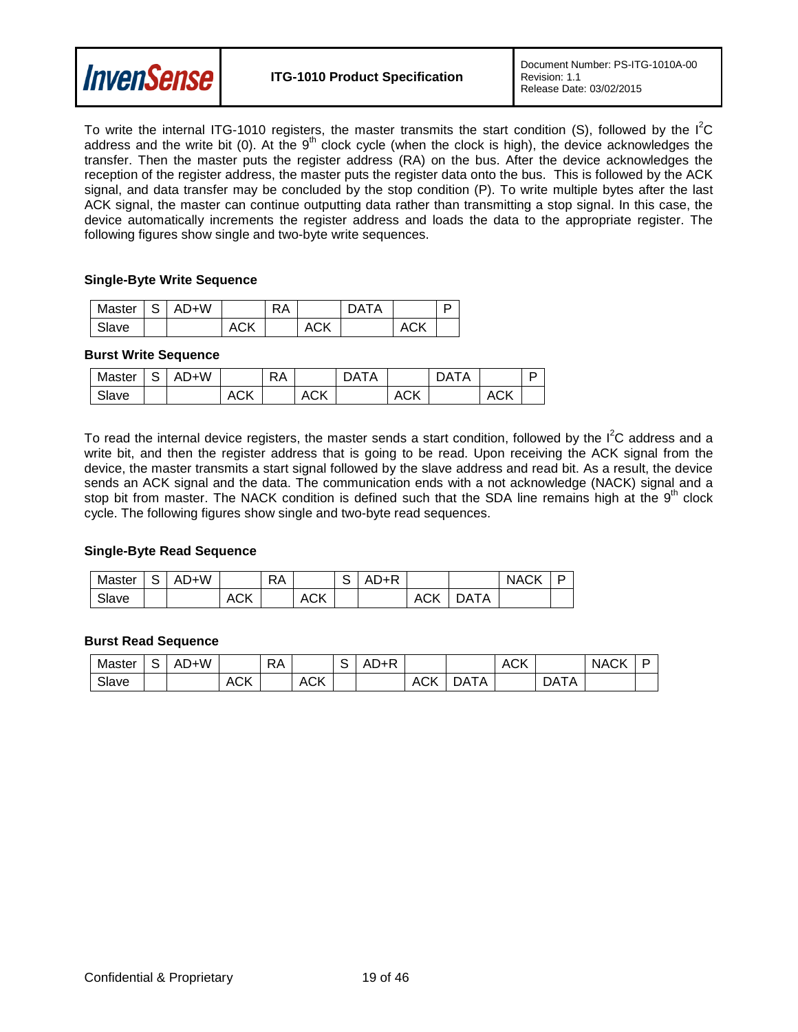To write the internal ITG-1010 registers, the master transmits the start condition (S), followed by the $I^2C$ address and the write bit (0). At the $9^{th}$ clock cycle (when the clock is high), the device acknowledges the transfer. Then the master puts the register address (RA) on the bus. After the device acknowledges the reception of the register address, the master puts the register data onto the bus. This is followed by the ACK signal, and data transfer may be concluded by the stop condition (P). To write multiple bytes after the last ACK signal, the master can continue outputting data rather than transmitting a stop signal. In this case, the device automatically increments the register address and loads the data to the appropriate register. The following figures show single and two-byte write sequences.

### Single-Byte Write Sequence

| Master | S | AD+W | | RA | | DATA | | P |
|---|---|---|---|---|---|---|---|---|
| Slave | | | ACK | | ACK | | ACK | |

### Burst Write Sequence

| Master | S | AD+W | | RA | | DATA | | DATA | | P |
|---|---|---|---|---|---|---|---|---|---|---|
| Slave | | | ACK | | ACK | | ACK | | ACK | |

To read the internal device registers, the master sends a start condition, followed by the $I^2C$ address and a write bit, and then the register address that is going to be read. Upon receiving the ACK signal from the device, the master transmits a start signal followed by the slave address and read bit. As a result, the device sends an ACK signal and the data. The communication ends with a not acknowledge (NACK) signal and a stop bit from master. The NACK condition is defined such that the SDA line remains high at the $9^{th}$ clock cycle. The following figures show single and two-byte read sequences.

### Single-Byte Read Sequence

| Master | S | AD+W | | RA | | S | AD+R | | | NACK | P |
|---|---|---|---|---|---|---|---|---|---|---|---|
| Slave | | | ACK | | ACK | | | ACK | DATA | | |

### Burst Read Sequence

| Master | S | AD+W | | RA | | S | AD+R | | | ACK | | NACK | P |
|---|---|---|---|---|---|---|---|---|---|---|---|---|---|
| Slave | | | ACK | | ACK | | | ACK | DATA | | DATA | | |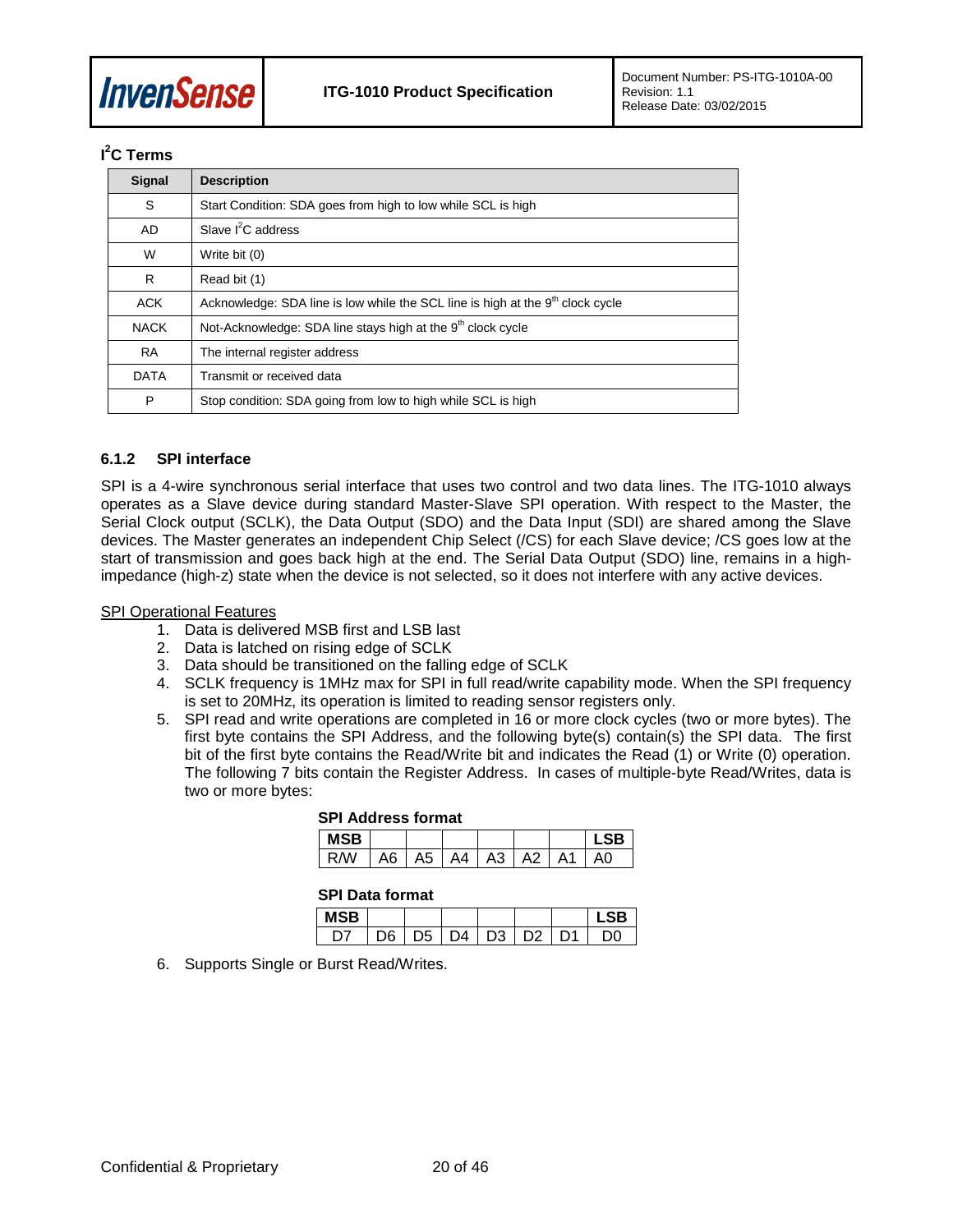### I²C Terms

| Signal | Description |
|---|---|
| S | Start Condition: SDA goes from high to low while SCL is high |
| AD | Slave I²C address |
| W | Write bit (0) |
| R | Read bit (1) |
| ACK | Acknowledge: SDA line is low while the SCL line is high at the 9th clock cycle |
| NACK | Not-Acknowledge: SDA line stays high at the 9th clock cycle |
| RA | The internal register address |
| DATA | Transmit or received data |
| P | Stop condition: SDA going from low to high while SCL is high |

### 6.1.2 SPI interface

SPI is a 4-wire synchronous serial interface that uses two control and two data lines. The ITG-1010 always operates as a Slave device during standard Master-Slave SPI operation. With respect to the Master, the Serial Clock output (SCLK), the Data Output (SDO) and the Data Input (SDI) are shared among the Slave devices. The Master generates an independent Chip Select (/CS) for each Slave device; /CS goes low at the start of transmission and goes back high at the end. The Serial Data Output (SDO) line, remains in a high-impedance (high-z) state when the device is not selected, so it does not interfere with any active devices.

SPI Operational Features

1. Data is delivered MSB first and LSB last
2. Data is latched on rising edge of SCLK
3. Data should be transitioned on the falling edge of SCLK
4. SCLK frequency is 1MHz max for SPI in full read/write capability mode. When the SPI frequency is set to 20MHz, its operation is limited to reading sensor registers only.
5. SPI read and write operations are completed in 16 or more clock cycles (two or more bytes). The first byte contains the SPI Address, and the following byte(s) contain(s) the SPI data. The first bit of the first byte contains the Read/Write bit and indicates the Read (1) or Write (0) operation. The following 7 bits contain the Register Address. In cases of multiple-byte Read/Writes, data is two or more bytes:

**SPI Address format**

| MSB | | | | | | | LSB |
|---|---|---|---|---|---|---|---|
| R/W | A6 | A5 | A4 | A3 | A2 | A1 | A0 |

**SPI Data format**

| MSB | | | | | | | LSB |
|---|---|---|---|---|---|---|---|
| D7 | D6 | D5 | D4 | D3 | D2 | D1 | D0 |

6. Supports Single or Burst Read/Writes.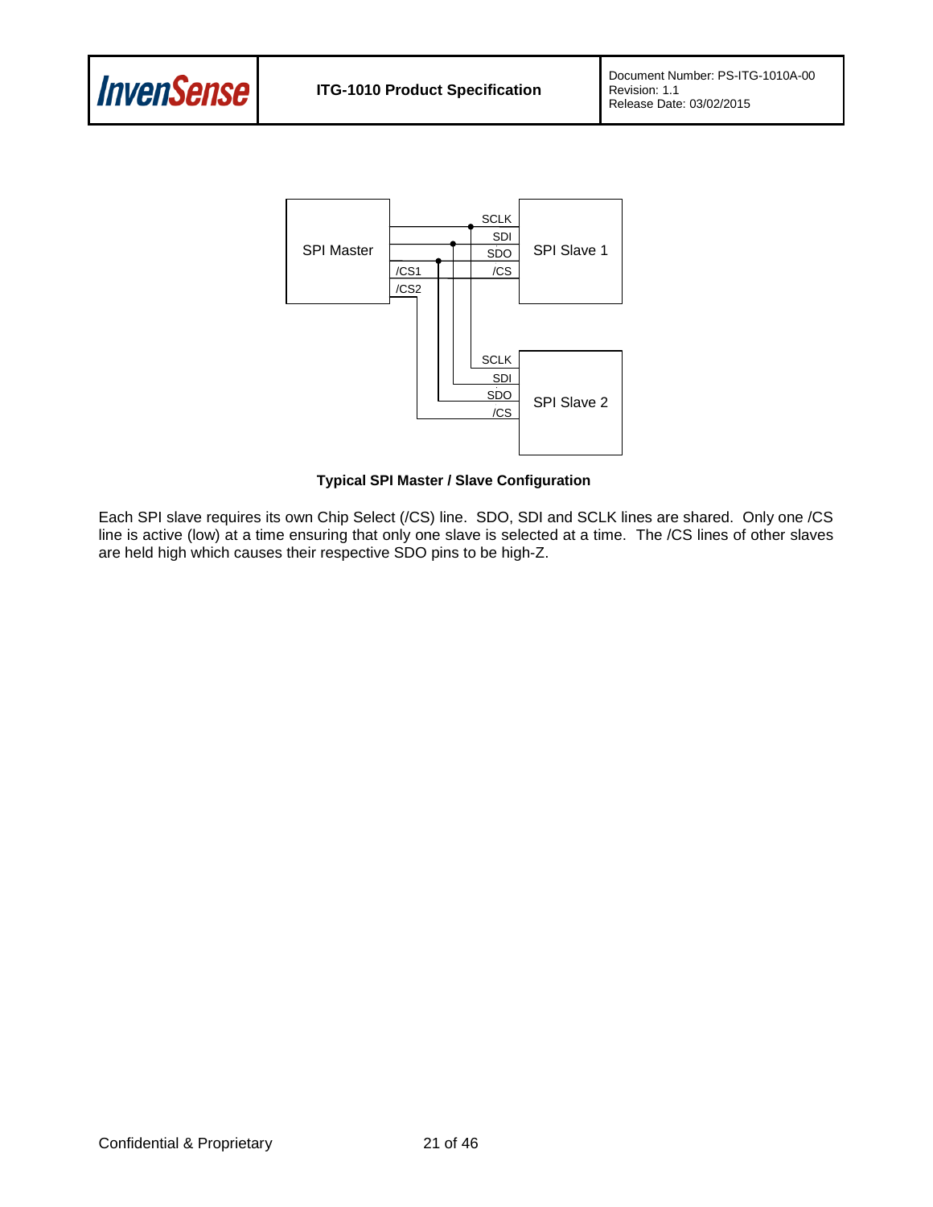**Typical SPI Master / Slave Configuration**

Each SPI slave requires its own Chip Select (/CS) line. SDO, SDI and SCLK lines are shared. Only one /CS line is active (low) at a time ensuring that only one slave is selected at a time. The /CS lines of other slaves are held high which causes their respective SDO pins to be high-Z.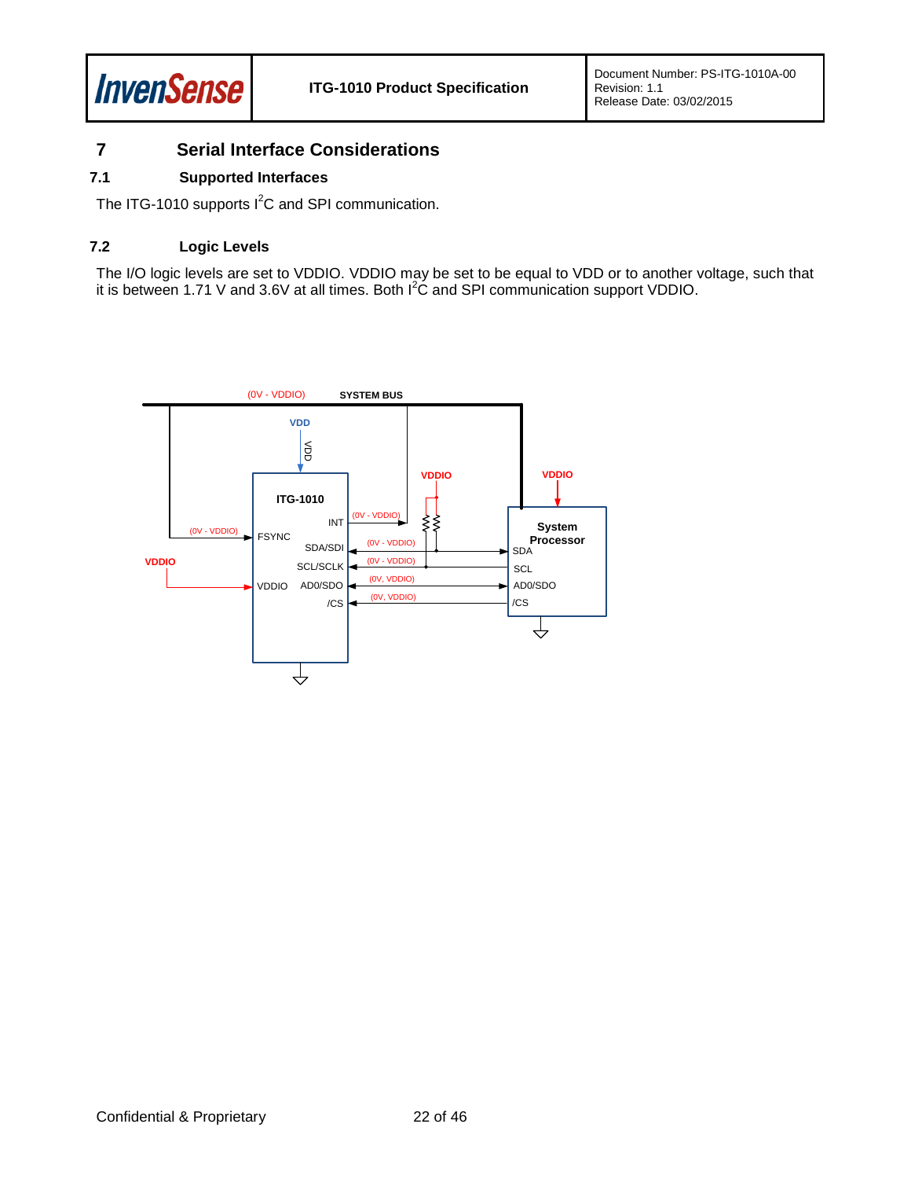# 7 Serial Interface Considerations

## 7.1 Supported Interfaces

The ITG-1010 supports $I^2C$ and SPI communication.

## 7.2 Logic Levels

The I/O logic levels are set to VDDIO. VDDIO may be set to be equal to VDD or to another voltage, such that it is between 1.71 V and 3.6V at all times. Both $I^2C$ and SPI communication support VDDIO.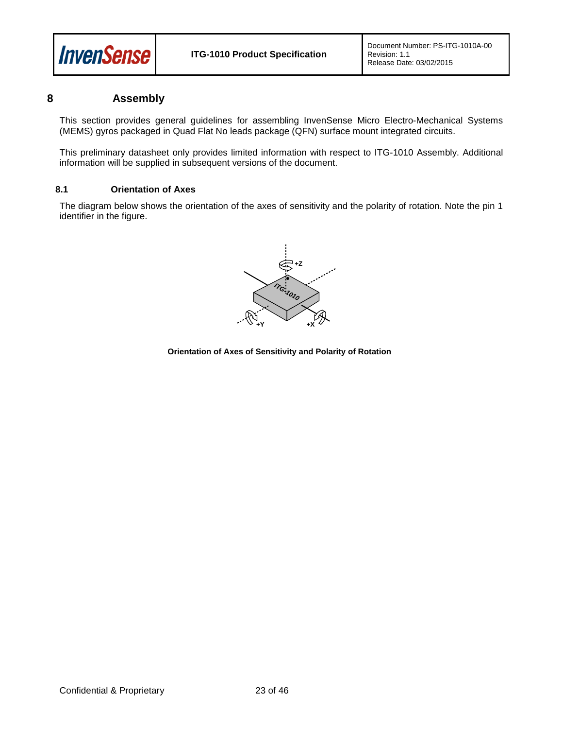# 8 Assembly

This section provides general guidelines for assembling InvenSense Micro Electro-Mechanical Systems (MEMS) gyros packaged in Quad Flat No leads package (QFN) surface mount integrated circuits.

This preliminary datasheet only provides limited information with respect to ITG-1010 Assembly. Additional information will be supplied in subsequent versions of the document.

## 8.1 Orientation of Axes

The diagram below shows the orientation of the axes of sensitivity and the polarity of rotation. Note the pin 1 identifier in the figure.

**Orientation of Axes of Sensitivity and Polarity of Rotation**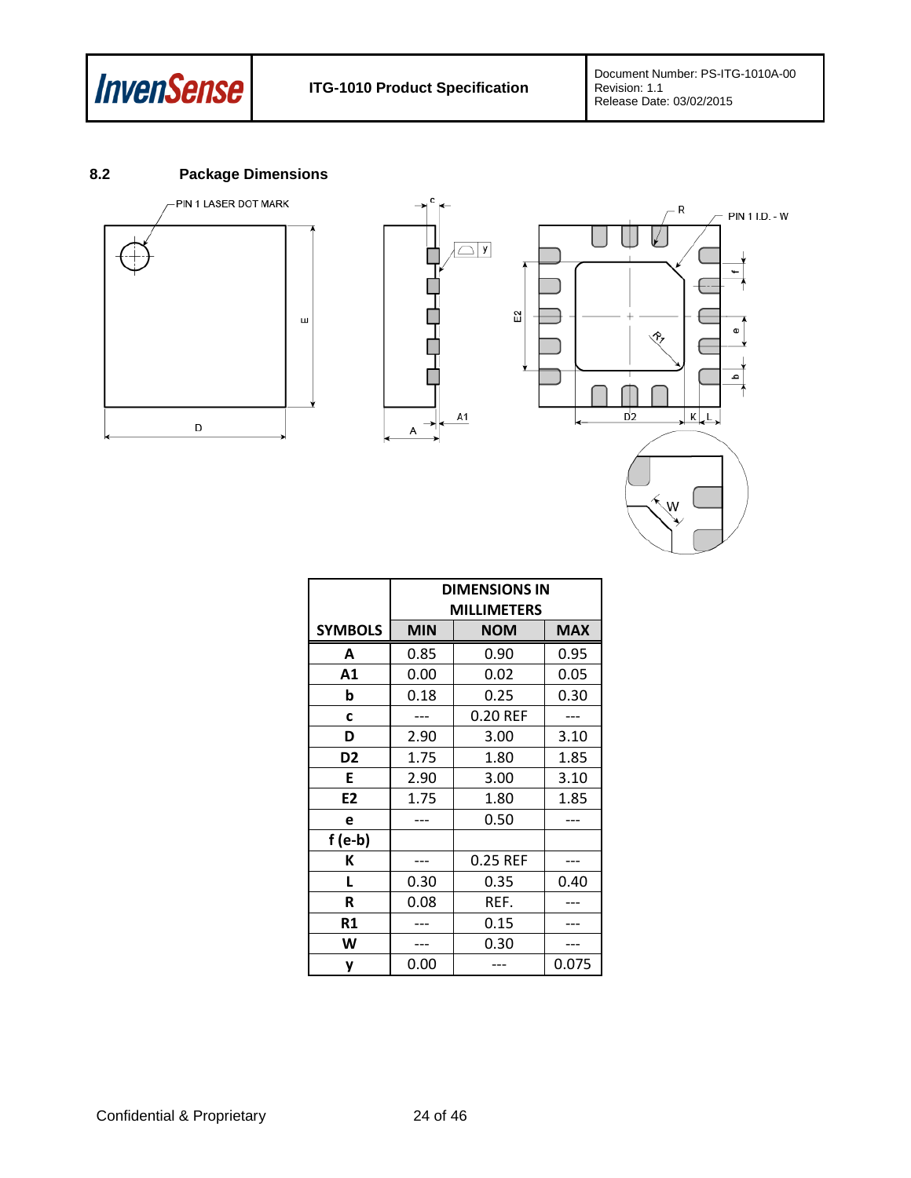## 8.2 Package Dimensions

| SYMBOLS | DIMENSIONS IN MILLIMETERS | | |
|---|---|---|---|
| | MIN | NOM | MAX |
| A | 0.85 | 0.90 | 0.95 |
| A1 | 0.00 | 0.02 | 0.05 |
| b | 0.18 | 0.25 | 0.30 |
| c | --- | 0.20 REF | --- |
| D | 2.90 | 3.00 | 3.10 |
| D2 | 1.75 | 1.80 | 1.85 |
| E | 2.90 | 3.00 | 3.10 |
| E2 | 1.75 | 1.80 | 1.85 |
| e | --- | 0.50 | --- |
| f (e-b) | | | |
| K | --- | 0.25 REF | --- |
| L | 0.30 | 0.35 | 0.40 |
| R | 0.08 | REF. | --- |
| R1 | --- | 0.15 | --- |
| W | --- | 0.30 | --- |
| y | 0.00 | --- | 0.075 |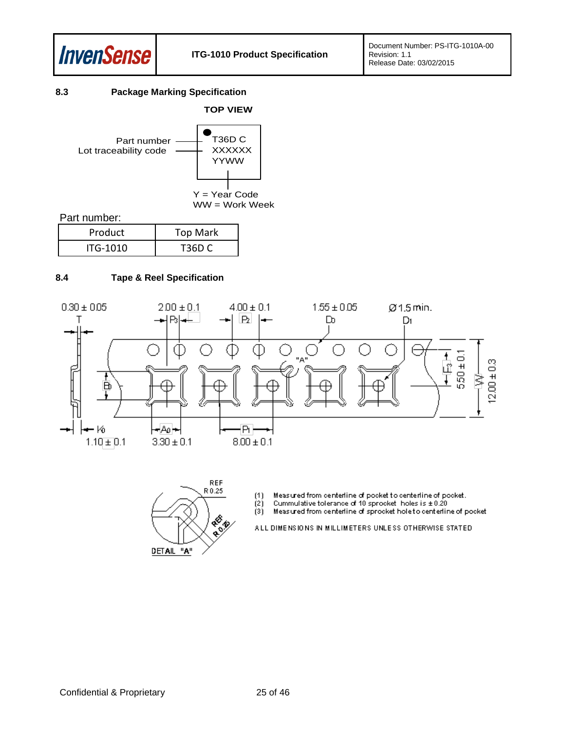## 8.3 Package Marking Specification

**TOP VIEW**

Part number — T36D C

Lot traceability code — XXXXXX

YYWW

Y = Year Code
WW = Work Week

Part number:

| Product | Top Mark |
|---|---|
| ITG-1010 | T36D C |

## 8.4 Tape & Reel Specification

T: 0.30 ± 0.05

$P_2$: 2.00 ± 0.1

$P_0$: 4.00 ± 0.1

$D_0$: 1.55 ± 0.05

$D_1$: Ø1.5 min.

$F$: 5.50 ± 0.1

W: 12.00 ± 0.3

$B_0$

$K_0$: 1.10 ± 0.1

$A_0$: 3.30 ± 0.1

$P_1$: 8.00 ± 0.1

"A"

DETAIL "A"

REF R 0.25

REF R 0.25

(1) Measured from centerline of pocket to centerline of pocket.
(2) Cummulative tolerance of 10 sprocket holes is ± 0.20
(3) Measured from centerline of sprocket hole to centerline of pocket

ALL DIMENSIONS IN MILLIMETERS UNLESS OTHERWISE STATED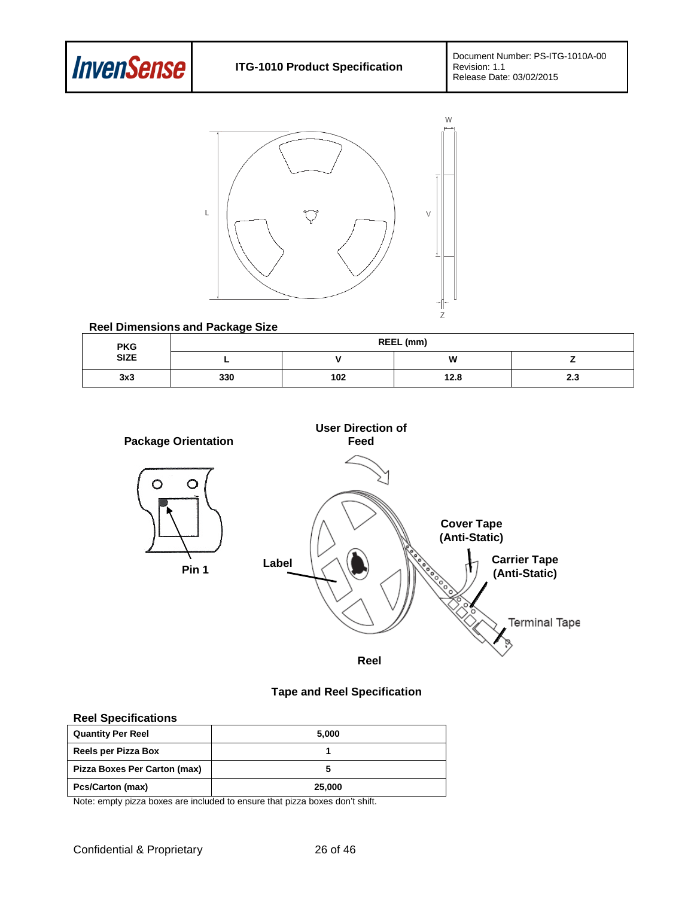### Reel Dimensions and Package Size

| PKG SIZE | REEL (mm) | | | |
|---|---|---|---|---|
| | L | V | W | Z |
| 3x3 | 330 | 102 | 12.8 | 2.3 |

**Package Orientation**

**User Direction of Feed**

Pin 1

Label

Cover Tape (Anti-Static)

Carrier Tape (Anti-Static)

Terminal Tape

Reel

**Tape and Reel Specification**

### Reel Specifications

| Quantity Per Reel | 5,000 |
|---|---|
| Reels per Pizza Box | 1 |
| Pizza Boxes Per Carton (max) | 5 |
| Pcs/Carton (max) | 25,000 |

Note: empty pizza boxes are included to ensure that pizza boxes don't shift.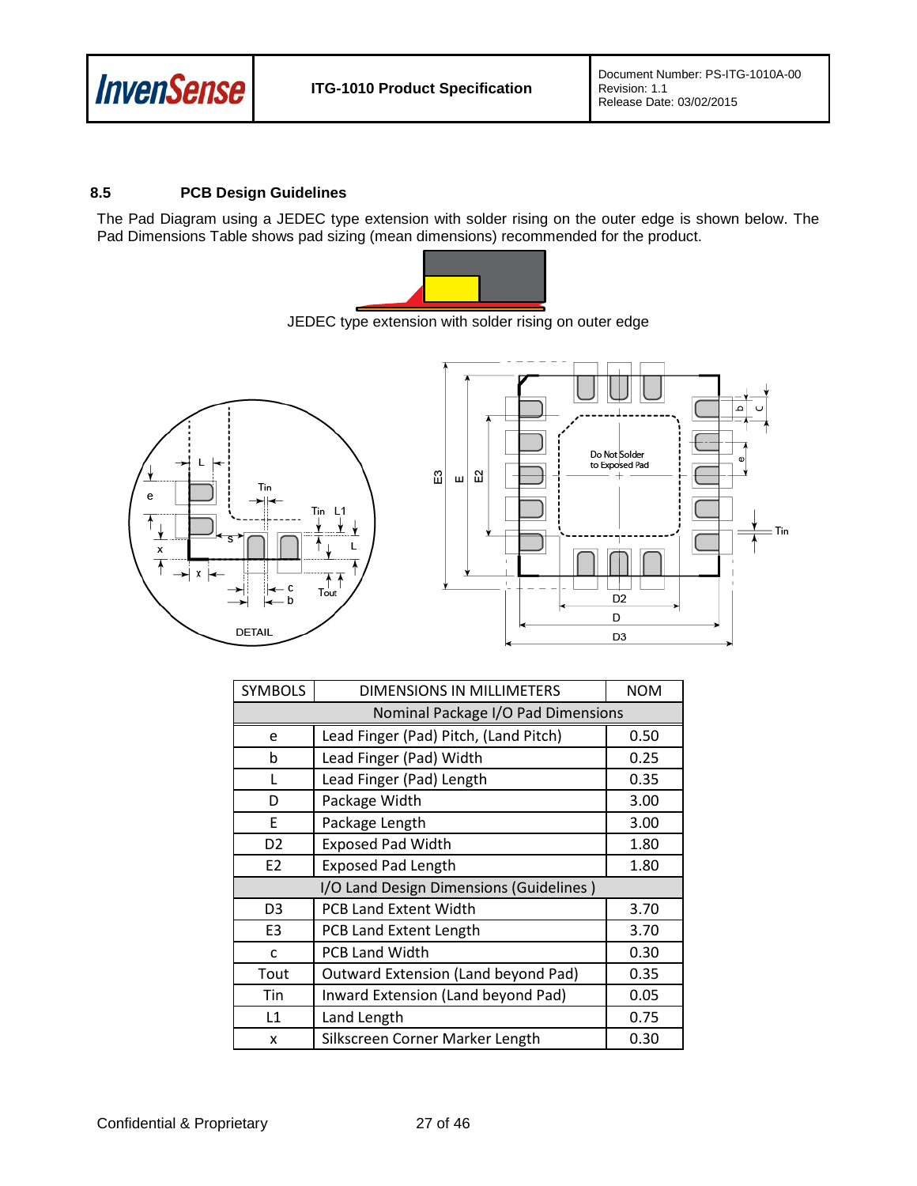## 8.5 PCB Design Guidelines

The Pad Diagram using a JEDEC type extension with solder rising on the outer edge is shown below. The Pad Dimensions Table shows pad sizing (mean dimensions) recommended for the product.

JEDEC type extension with solder rising on outer edge

| SYMBOLS | DIMENSIONS IN MILLIMETERS | NOM |
|---|---|---|
| | Nominal Package I/O Pad Dimensions | |
| e | Lead Finger (Pad) Pitch, (Land Pitch) | 0.50 |
| b | Lead Finger (Pad) Width | 0.25 |
| L | Lead Finger (Pad) Length | 0.35 |
| D | Package Width | 3.00 |
| E | Package Length | 3.00 |
| D2 | Exposed Pad Width | 1.80 |
| E2 | Exposed Pad Length | 1.80 |
| | I/O Land Design Dimensions (Guidelines ) | |
| D3 | PCB Land Extent Width | 3.70 |
| E3 | PCB Land Extent Length | 3.70 |
| c | PCB Land Width | 0.30 |
| Tout | Outward Extension (Land beyond Pad) | 0.35 |
| Tin | Inward Extension (Land beyond Pad) | 0.05 |
| L1 | Land Length | 0.75 |
| x | Silkscreen Corner Marker Length | 0.30 |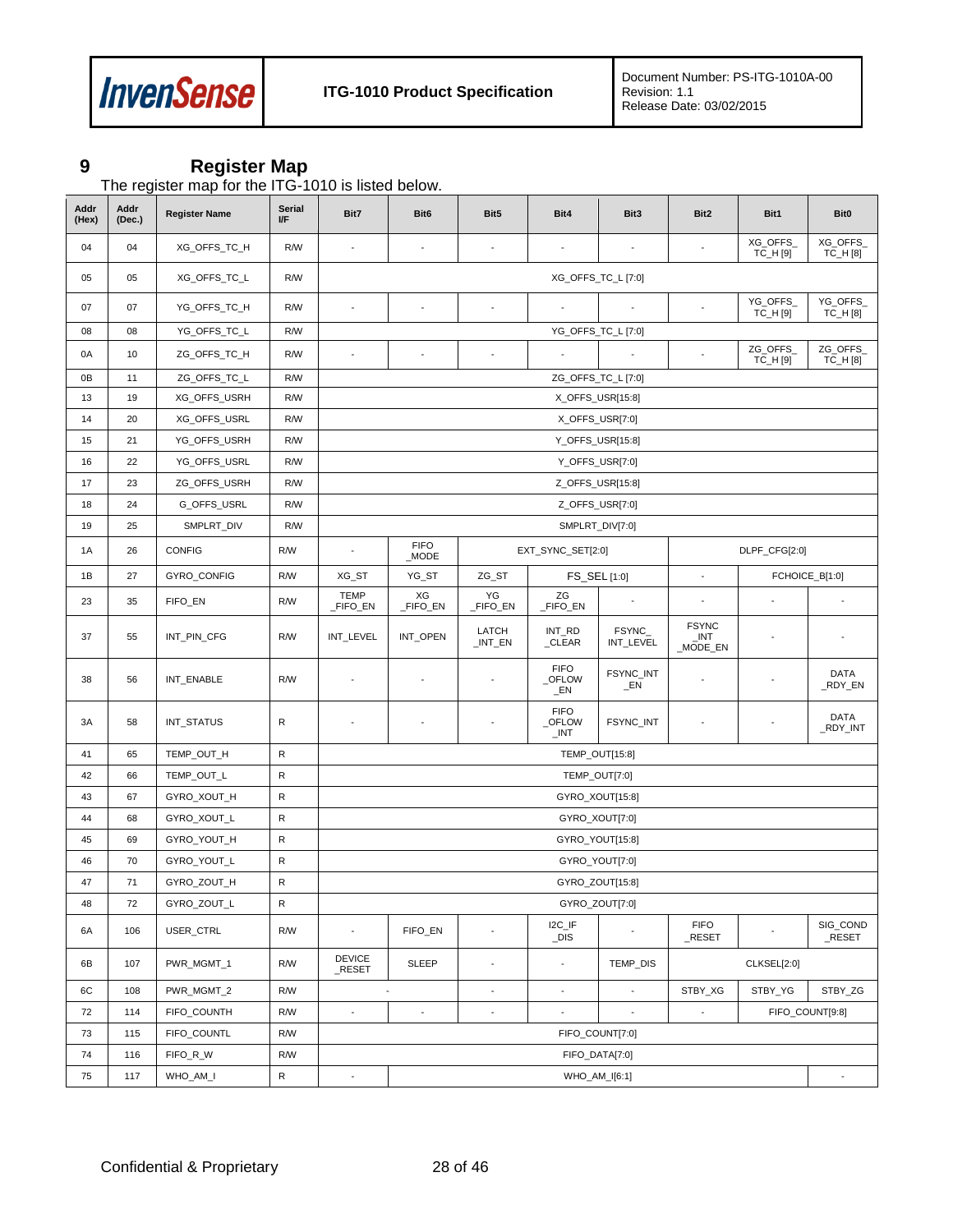# 9 Register Map

The register map for the ITG-1010 is listed below.

| Addr (Hex) | Addr (Dec.) | Register Name | Serial I/F | Bit7 | Bit6 | Bit5 | Bit4 | Bit3 | Bit2 | Bit1 | Bit0 |
|---|---|---|---|---|---|---|---|---|---|---|---|
| 04 | 04 | XG_OFFS_TC_H | R/W | - | - | - | - | - | - | XG_OFFS_TC_H [9] | XG_OFFS_TC_H [8] |
| 05 | 05 | XG_OFFS_TC_L | R/W | XG_OFFS_TC_L [7:0] | | | | | | | |
| 07 | 07 | YG_OFFS_TC_H | R/W | - | - | - | - | - | - | YG_OFFS_TC_H [9] | YG_OFFS_TC_H [8] |
| 08 | 08 | YG_OFFS_TC_L | R/W | YG_OFFS_TC_L [7:0] | | | | | | | |
| 0A | 10 | ZG_OFFS_TC_H | R/W | - | - | - | - | - | - | ZG_OFFS_TC_H [9] | ZG_OFFS_TC_H [8] |
| 0B | 11 | ZG_OFFS_TC_L | R/W | ZG_OFFS_TC_L [7:0] | | | | | | | |
| 13 | 19 | XG_OFFS_USRH | R/W | X_OFFS_USR[15:8] | | | | | | | |
| 14 | 20 | XG_OFFS_USRL | R/W | X_OFFS_USR[7:0] | | | | | | | |
| 15 | 21 | YG_OFFS_USRH | R/W | Y_OFFS_USR[15:8] | | | | | | | |
| 16 | 22 | YG_OFFS_USRL | R/W | Y_OFFS_USR[7:0] | | | | | | | |
| 17 | 23 | ZG_OFFS_USRH | R/W | Z_OFFS_USR[15:8] | | | | | | | |
| 18 | 24 | G_OFFS_USRL | R/W | Z_OFFS_USR[7:0] | | | | | | | |
| 19 | 25 | SMPLRT_DIV | R/W | SMPLRT_DIV[7:0] | | | | | | | |
| 1A | 26 | CONFIG | R/W | - | FIFO_MODE | EXT_SYNC_SET[2:0] | | | DLPF_CFG[2:0] | | |
| 1B | 27 | GYRO_CONFIG | R/W | XG_ST | YG_ST | ZG_ST | FS_SEL [1:0] | | - | FCHOICE_B[1:0] | |
| 23 | 35 | FIFO_EN | R/W | TEMP_FIFO_EN | XG_FIFO_EN | YG_FIFO_EN | ZG_FIFO_EN | - | - | - | - |
| 37 | 55 | INT_PIN_CFG | R/W | INT_LEVEL | INT_OPEN | LATCH_INT_EN | INT_RD_CLEAR | FSYNC_INT_LEVEL | FSYNC_INT_MODE_EN | - | - |
| 38 | 56 | INT_ENABLE | R/W | - | - | - | FIFO_OFLOW_EN | FSYNC_INT_EN | - | - | DATA_RDY_EN |
| 3A | 58 | INT_STATUS | R | - | - | - | FIFO_OFLOW_INT | FSYNC_INT | - | - | DATA_RDY_INT |
| 41 | 65 | TEMP_OUT_H | R | TEMP_OUT[15:8] | | | | | | | |
| 42 | 66 | TEMP_OUT_L | R | TEMP_OUT[7:0] | | | | | | | |
| 43 | 67 | GYRO_XOUT_H | R | GYRO_XOUT[15:8] | | | | | | | |
| 44 | 68 | GYRO_XOUT_L | R | GYRO_XOUT[7:0] | | | | | | | |
| 45 | 69 | GYRO_YOUT_H | R | GYRO_YOUT[15:8] | | | | | | | |
| 46 | 70 | GYRO_YOUT_L | R | GYRO_YOUT[7:0] | | | | | | | |
| 47 | 71 | GYRO_ZOUT_H | R | GYRO_ZOUT[15:8] | | | | | | | |
| 48 | 72 | GYRO_ZOUT_L | R | GYRO_ZOUT[7:0] | | | | | | | |
| 6A | 106 | USER_CTRL | R/W | - | FIFO_EN | - | I2C_IF_DIS | - | FIFO_RESET | - | SIG_COND_RESET |
| 6B | 107 | PWR_MGMT_1 | R/W | DEVICE_RESET | SLEEP | - | - | TEMP_DIS | CLKSEL[2:0] | | |
| 6C | 108 | PWR_MGMT_2 | R/W | - | | - | - | - | STBY_XG | STBY_YG | STBY_ZG |
| 72 | 114 | FIFO_COUNTH | R/W | - | - | - | - | - | - | FIFO_COUNT[9:8] | |
| 73 | 115 | FIFO_COUNTL | R/W | FIFO_COUNT[7:0] | | | | | | | |
| 74 | 116 | FIFO_R_W | R/W | FIFO_DATA[7:0] | | | | | | | |
| 75 | 117 | WHO_AM_I | R | - | WHO_AM_I[6:1] | | | | | | - |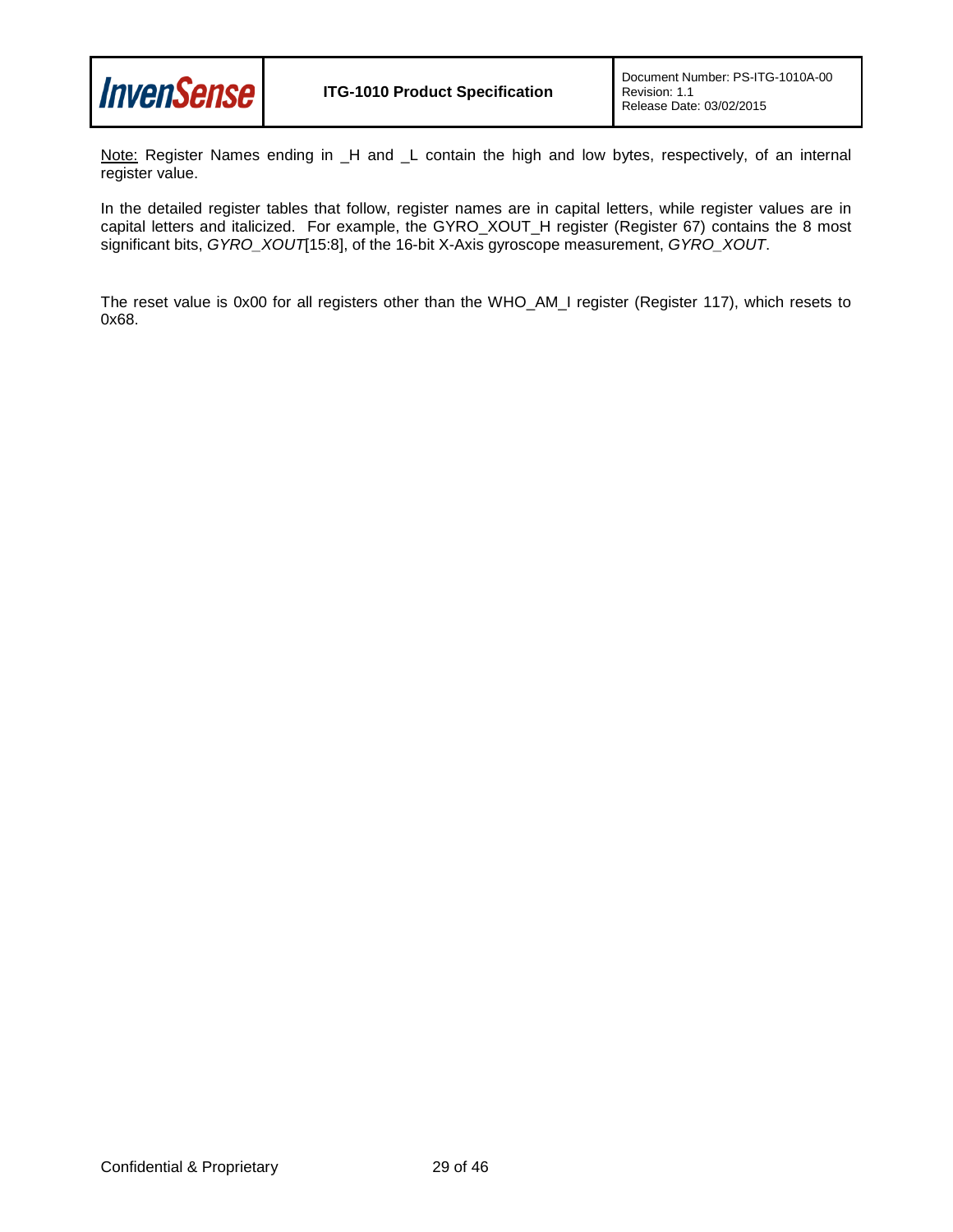<u>Note:</u> Register Names ending in _H and _L contain the high and low bytes, respectively, of an internal register value.

In the detailed register tables that follow, register names are in capital letters, while register values are in capital letters and italicized. For example, the GYRO_XOUT_H register (Register 67) contains the 8 most significant bits, *GYRO_XOUT*[15:8], of the 16-bit X-Axis gyroscope measurement, *GYRO_XOUT*.

The reset value is 0x00 for all registers other than the WHO_AM_I register (Register 117), which resets to 0x68.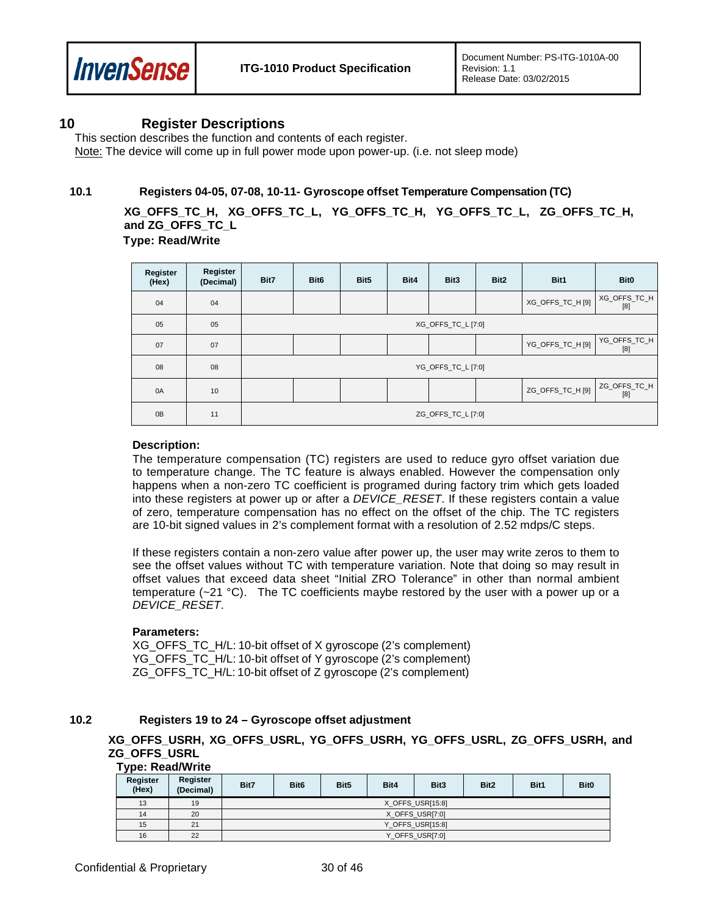# 10 Register Descriptions

This section describes the function and contents of each register.

Note: The device will come up in full power mode upon power-up. (i.e. not sleep mode)

## 10.1 Registers 04-05, 07-08, 10-11- Gyroscope offset Temperature Compensation (TC)

**XG_OFFS_TC_H, XG_OFFS_TC_L, YG_OFFS_TC_H, YG_OFFS_TC_L, ZG_OFFS_TC_H, and ZG_OFFS_TC_L**

**Type: Read/Write**

| Register (Hex) | Register (Decimal) | Bit7 | Bit6 | Bit5 | Bit4 | Bit3 | Bit2 | Bit1 | Bit0 |
|---|---|---|---|---|---|---|---|---|---|
| 04 | 04 | | | | | | | XG_OFFS_TC_H [9] | XG_OFFS_TC_H [8] |
| 05 | 05 | XG_OFFS_TC_L [7:0] | | | | | | | |
| 07 | 07 | | | | | | | YG_OFFS_TC_H [9] | YG_OFFS_TC_H [8] |
| 08 | 08 | YG_OFFS_TC_L [7:0] | | | | | | | |
| 0A | 10 | | | | | | | ZG_OFFS_TC_H [9] | ZG_OFFS_TC_H [8] |
| 0B | 11 | ZG_OFFS_TC_L [7:0] | | | | | | | |

**Description:**

The temperature compensation (TC) registers are used to reduce gyro offset variation due to temperature change. The TC feature is always enabled. However the compensation only happens when a non-zero TC coefficient is programed during factory trim which gets loaded into these registers at power up or after a *DEVICE_RESET*. If these registers contain a value of zero, temperature compensation has no effect on the offset of the chip. The TC registers are 10-bit signed values in 2's complement format with a resolution of 2.52 mdps/C steps.

If these registers contain a non-zero value after power up, the user may write zeros to them to see the offset values without TC with temperature variation. Note that doing so may result in offset values that exceed data sheet "Initial ZRO Tolerance" in other than normal ambient temperature (~21 °C). The TC coefficients maybe restored by the user with a power up or a *DEVICE_RESET*.

**Parameters:**

XG_OFFS_TC_H/L: 10-bit offset of X gyroscope (2's complement)
YG_OFFS_TC_H/L: 10-bit offset of Y gyroscope (2's complement)
ZG_OFFS_TC_H/L: 10-bit offset of Z gyroscope (2's complement)

## 10.2 Registers 19 to 24 – Gyroscope offset adjustment

**XG_OFFS_USRH, XG_OFFS_USRL, YG_OFFS_USRH, YG_OFFS_USRL, ZG_OFFS_USRH, and ZG_OFFS_USRL**

**Type: Read/Write**

| Register (Hex) | Register (Decimal) | Bit7 | Bit6 | Bit5 | Bit4 | Bit3 | Bit2 | Bit1 | Bit0 |
|---|---|---|---|---|---|---|---|---|---|
| 13 | 19 | X_OFFS_USR[15:8] | | | | | | | |
| 14 | 20 | X_OFFS_USR[7:0] | | | | | | | |
| 15 | 21 | Y_OFFS_USR[15:8] | | | | | | | |
| 16 | 22 | Y_OFFS_USR[7:0] | | | | | | | |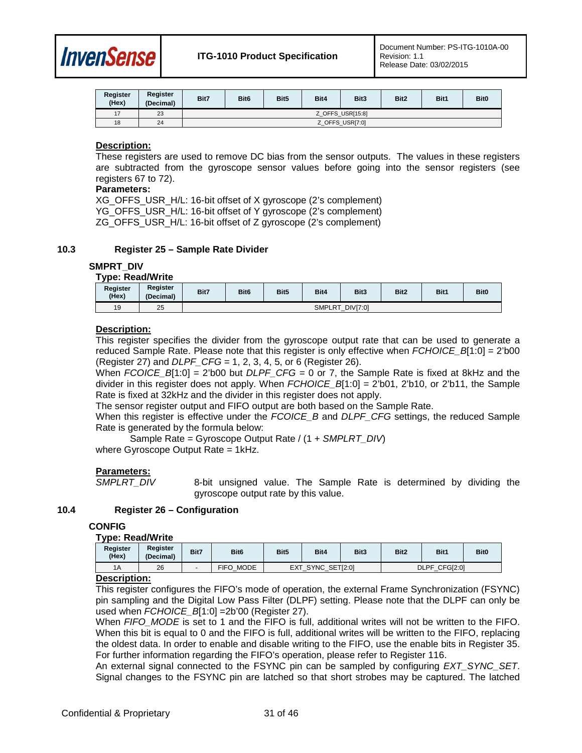| Register (Hex) | Register (Decimal) | Bit7 | Bit6 | Bit5 | Bit4 | Bit3 | Bit2 | Bit1 | Bit0 |
|---|---|---|---|---|---|---|---|---|---|
| 17 | 23 | Z_OFFS_USR[15:8] | | | | | | | |
| 18 | 24 | Z_OFFS_USR[7:0] | | | | | | | |

**Description:**

These registers are used to remove DC bias from the sensor outputs. The values in these registers are subtracted from the gyroscope sensor values before going into the sensor registers (see registers 67 to 72).

**Parameters:**

XG_OFFS_USR_H/L: 16-bit offset of X gyroscope (2's complement)
YG_OFFS_USR_H/L: 16-bit offset of Y gyroscope (2's complement)
ZG_OFFS_USR_H/L: 16-bit offset of Z gyroscope (2's complement)

## 10.3 Register 25 – Sample Rate Divider

**SMPRT_DIV**

**Type: Read/Write**

| Register (Hex) | Register (Decimal) | Bit7 | Bit6 | Bit5 | Bit4 | Bit3 | Bit2 | Bit1 | Bit0 |
|---|---|---|---|---|---|---|---|---|---|
| 19 | 25 | SMPLRT_DIV[7:0] | | | | | | | |

**Description:**

This register specifies the divider from the gyroscope output rate that can be used to generate a reduced Sample Rate. Please note that this register is only effective when *FCHOICE_B*[1:0] = 2'b00 (Register 27) and *DLPF_CFG* = 1, 2, 3, 4, 5, or 6 (Register 26).

When *FCOICE_B*[1:0] = 2'b00 but *DLPF_CFG* = 0 or 7, the Sample Rate is fixed at 8kHz and the divider in this register does not apply. When *FCHOICE_B*[1:0] = 2'b01, 2'b10, or 2'b11, the Sample Rate is fixed at 32kHz and the divider in this register does not apply.

The sensor register output and FIFO output are both based on the Sample Rate.

When this register is effective under the *FCOICE_B* and *DLPF_CFG* settings, the reduced Sample Rate is generated by the formula below:

Sample Rate = Gyroscope Output Rate / (1 + *SMPLRT_DIV*)

where Gyroscope Output Rate = 1kHz.

**Parameters:**

*SMPLRT_DIV* 8-bit unsigned value. The Sample Rate is determined by dividing the gyroscope output rate by this value.

## 10.4 Register 26 – Configuration

**CONFIG**

**Type: Read/Write**

| Register (Hex) | Register (Decimal) | Bit7 | Bit6 | Bit5 | Bit4 | Bit3 | Bit2 | Bit1 | Bit0 |
|---|---|---|---|---|---|---|---|---|---|
| 1A | 26 | - | FIFO_MODE | EXT_SYNC_SET[2:0] | | | DLPF_CFG[2:0] | | |

**Description:**

This register configures the FIFO's mode of operation, the external Frame Synchronization (FSYNC) pin sampling and the Digital Low Pass Filter (DLPF) setting. Please note that the DLPF can only be used when *FCHOICE_B*[1:0] =2b'00 (Register 27).

When *FIFO_MODE* is set to 1 and the FIFO is full, additional writes will not be written to the FIFO. When this bit is equal to 0 and the FIFO is full, additional writes will be written to the FIFO, replacing the oldest data. In order to enable and disable writing to the FIFO, use the enable bits in Register 35. For further information regarding the FIFO's operation, please refer to Register 116.

An external signal connected to the FSYNC pin can be sampled by configuring *EXT_SYNC_SET*. Signal changes to the FSYNC pin are latched so that short strobes may be captured. The latched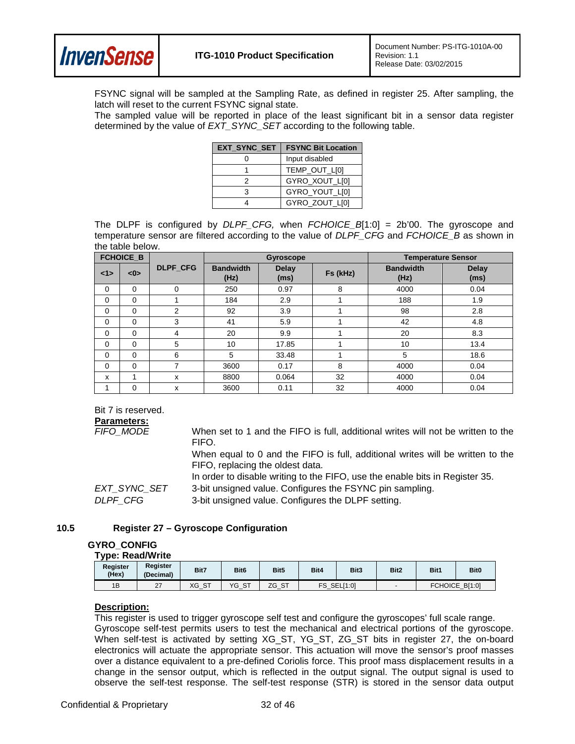FSYNC signal will be sampled at the Sampling Rate, as defined in register 25. After sampling, the latch will reset to the current FSYNC signal state.

The sampled value will be reported in place of the least significant bit in a sensor data register determined by the value of *EXT_SYNC_SET* according to the following table.

| EXT_SYNC_SET | FSYNC Bit Location |
|---|---|
| 0 | Input disabled |
| 1 | TEMP_OUT_L[0] |
| 2 | GYRO_XOUT_L[0] |
| 3 | GYRO_YOUT_L[0] |
| 4 | GYRO_ZOUT_L[0] |

The DLPF is configured by *DLPF_CFG,* when *FCHOICE_B*[1:0] = 2b'00. The gyroscope and temperature sensor are filtered according to the value of *DLPF_CFG* and *FCHOICE_B* as shown in the table below.

| FCHOICE_B | | DLPF_CFG | Gyroscope | | | Temperature Sensor | |
|---|---|---|---|---|---|---|---|
| <1> | <0> | | Bandwidth (Hz) | Delay (ms) | Fs (kHz) | Bandwidth (Hz) | Delay (ms) |
| 0 | 0 | 0 | 250 | 0.97 | 8 | 4000 | 0.04 |
| 0 | 0 | 1 | 184 | 2.9 | 1 | 188 | 1.9 |
| 0 | 0 | 2 | 92 | 3.9 | 1 | 98 | 2.8 |
| 0 | 0 | 3 | 41 | 5.9 | 1 | 42 | 4.8 |
| 0 | 0 | 4 | 20 | 9.9 | 1 | 20 | 8.3 |
| 0 | 0 | 5 | 10 | 17.85 | 1 | 10 | 13.4 |
| 0 | 0 | 6 | 5 | 33.48 | 1 | 5 | 18.6 |
| 0 | 0 | 7 | 3600 | 0.17 | 8 | 4000 | 0.04 |
| x | 1 | x | 8800 | 0.064 | 32 | 4000 | 0.04 |
| 1 | 0 | x | 3600 | 0.11 | 32 | 4000 | 0.04 |

Bit 7 is reserved.

**Parameters:**

*FIFO_MODE* When set to 1 and the FIFO is full, additional writes will not be written to the FIFO.
When equal to 0 and the FIFO is full, additional writes will be written to the FIFO, replacing the oldest data.
In order to disable writing to the FIFO, use the enable bits in Register 35.

*EXT_SYNC_SET* 3-bit unsigned value. Configures the FSYNC pin sampling.

*DLPF_CFG* 3-bit unsigned value. Configures the DLPF setting.

## 10.5 Register 27 – Gyroscope Configuration

**GYRO_CONFIG**

**Type: Read/Write**

| Register (Hex) | Register (Decimal) | Bit7 | Bit6 | Bit5 | Bit4 | Bit3 | Bit2 | Bit1 | Bit0 |
|---|---|---|---|---|---|---|---|---|---|
| 1B | 27 | XG_ST | YG_ST | ZG_ST | FS_SEL[1:0] | | - | FCHOICE_B[1:0] | |

**Description:**

This register is used to trigger gyroscope self test and configure the gyroscopes' full scale range.
Gyroscope self-test permits users to test the mechanical and electrical portions of the gyroscope. When self-test is activated by setting XG_ST, YG_ST, ZG_ST bits in register 27, the on-board electronics will actuate the appropriate sensor. This actuation will move the sensor's proof masses over a distance equivalent to a pre-defined Coriolis force. This proof mass displacement results in a change in the sensor output, which is reflected in the output signal. The output signal is used to observe the self-test response. The self-test response (STR) is stored in the sensor data output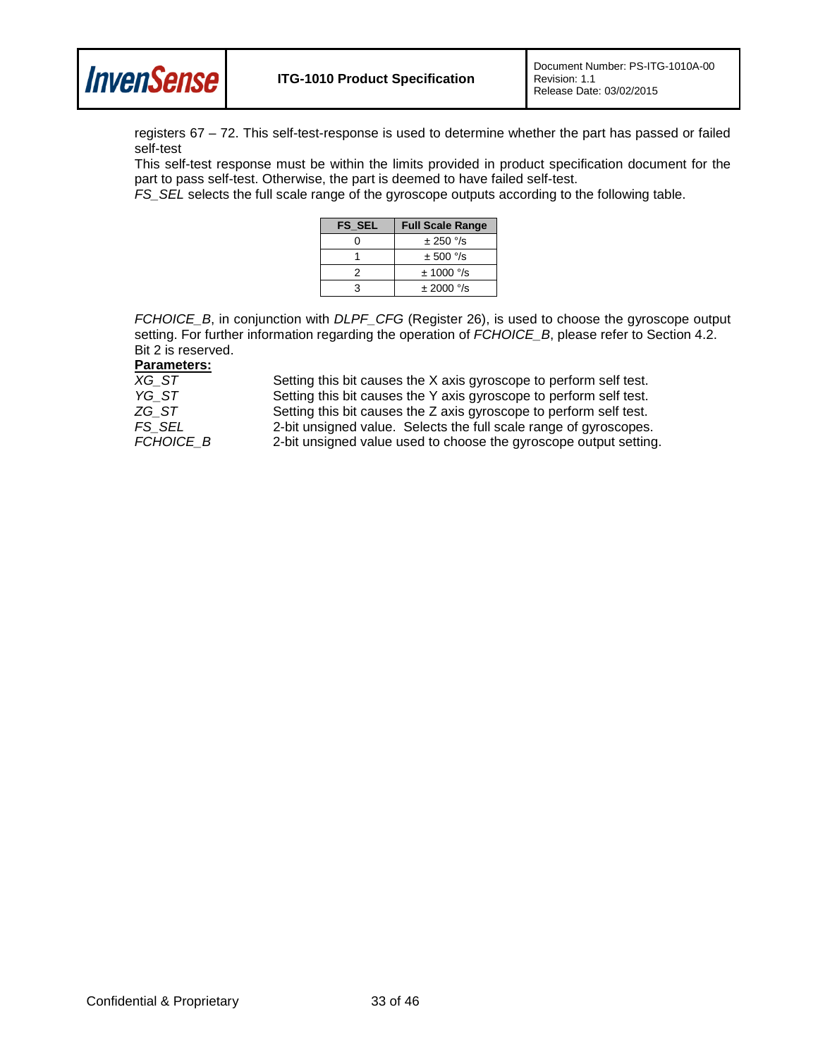registers 67 – 72. This self-test-response is used to determine whether the part has passed or failed self-test

This self-test response must be within the limits provided in product specification document for the part to pass self-test. Otherwise, the part is deemed to have failed self-test.

*FS_SEL* selects the full scale range of the gyroscope outputs according to the following table.

| FS_SEL | Full Scale Range |
|---|---|
| 0 | ± 250 °/s |
| 1 | ± 500 °/s |
| 2 | ± 1000 °/s |
| 3 | ± 2000 °/s |

*FCHOICE_B*, in conjunction with *DLPF_CFG* (Register 26), is used to choose the gyroscope output setting. For further information regarding the operation of *FCHOICE_B*, please refer to Section 4.2.

Bit 2 is reserved.

**Parameters:**

| | |
|---|---|
| *XG_ST* | Setting this bit causes the X axis gyroscope to perform self test. |
| *YG_ST* | Setting this bit causes the Y axis gyroscope to perform self test. |
| *ZG_ST* | Setting this bit causes the Z axis gyroscope to perform self test. |
| *FS_SEL* | 2-bit unsigned value. Selects the full scale range of gyroscopes. |
| *FCHOICE_B* | 2-bit unsigned value used to choose the gyroscope output setting. |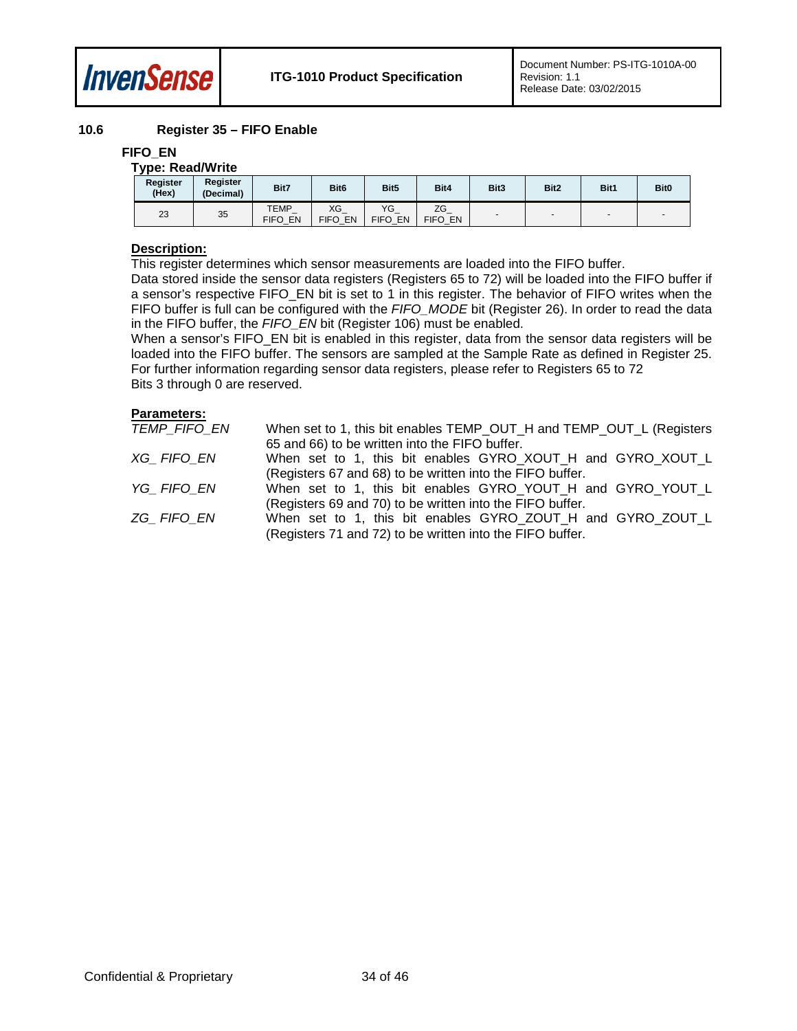## 10.6 Register 35 – FIFO Enable

**FIFO_EN**

**Type: Read/Write**

| Register (Hex) | Register (Decimal) | Bit7 | Bit6 | Bit5 | Bit4 | Bit3 | Bit2 | Bit1 | Bit0 |
|---|---|---|---|---|---|---|---|---|---|
| 23 | 35 | TEMP_FIFO_EN | XG_FIFO_EN | YG_FIFO_EN | ZG_FIFO_EN | - | - | - | - |

**Description:**

This register determines which sensor measurements are loaded into the FIFO buffer.

Data stored inside the sensor data registers (Registers 65 to 72) will be loaded into the FIFO buffer if a sensor's respective FIFO_EN bit is set to 1 in this register. The behavior of FIFO writes when the FIFO buffer is full can be configured with the *FIFO_MODE* bit (Register 26). In order to read the data in the FIFO buffer, the *FIFO_EN* bit (Register 106) must be enabled.

When a sensor's FIFO_EN bit is enabled in this register, data from the sensor data registers will be loaded into the FIFO buffer. The sensors are sampled at the Sample Rate as defined in Register 25. For further information regarding sensor data registers, please refer to Registers 65 to 72

Bits 3 through 0 are reserved.

**Parameters:**

| | |
|---|---|
| *TEMP_FIFO_EN* | When set to 1, this bit enables TEMP_OUT_H and TEMP_OUT_L (Registers 65 and 66) to be written into the FIFO buffer. |
| *XG_ FIFO_EN* | When set to 1, this bit enables GYRO_XOUT_H and GYRO_XOUT_L (Registers 67 and 68) to be written into the FIFO buffer. |
| *YG_ FIFO_EN* | When set to 1, this bit enables GYRO_YOUT_H and GYRO_YOUT_L (Registers 69 and 70) to be written into the FIFO buffer. |
| *ZG_ FIFO_EN* | When set to 1, this bit enables GYRO_ZOUT_H and GYRO_ZOUT_L (Registers 71 and 72) to be written into the FIFO buffer. |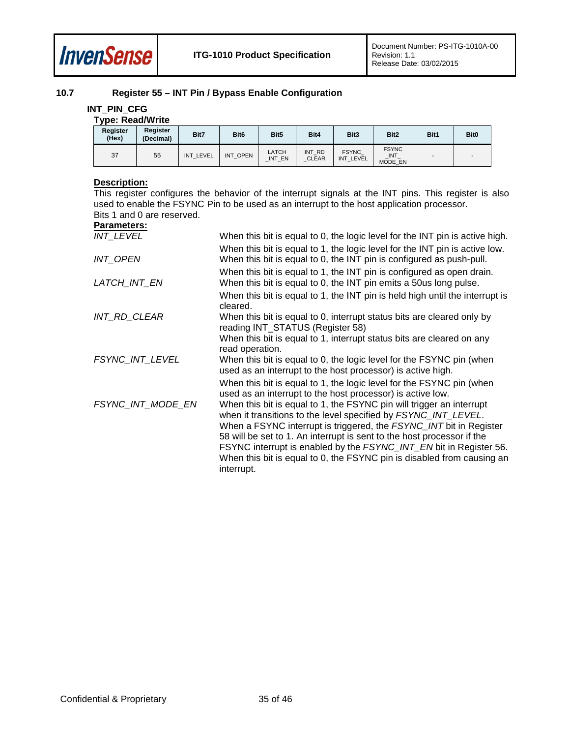## 10.7 Register 55 – INT Pin / Bypass Enable Configuration

**INT_PIN_CFG**

**Type: Read/Write**

| Register (Hex) | Register (Decimal) | Bit7 | Bit6 | Bit5 | Bit4 | Bit3 | Bit2 | Bit1 | Bit0 |
|---|---|---|---|---|---|---|---|---|---|
| 37 | 55 | INT_LEVEL | INT_OPEN | LATCH _INT_EN | INT_RD _CLEAR | FSYNC_ INT_LEVEL | FSYNC _INT_ MODE_EN | - | - |

**Description:**

This register configures the behavior of the interrupt signals at the INT pins. This register is also used to enable the FSYNC Pin to be used as an interrupt to the host application processor.

Bits 1 and 0 are reserved.

**Parameters:**

| | |
|---|---|
| *INT_LEVEL* | When this bit is equal to 0, the logic level for the INT pin is active high. When this bit is equal to 1, the logic level for the INT pin is active low. |
| *INT_OPEN* | When this bit is equal to 0, the INT pin is configured as push-pull. When this bit is equal to 1, the INT pin is configured as open drain. |
| *LATCH_INT_EN* | When this bit is equal to 0, the INT pin emits a 50us long pulse. When this bit is equal to 1, the INT pin is held high until the interrupt is cleared. |
| *INT_RD_CLEAR* | When this bit is equal to 0, interrupt status bits are cleared only by reading INT_STATUS (Register 58). When this bit is equal to 1, interrupt status bits are cleared on any read operation. |
| *FSYNC_INT_LEVEL* | When this bit is equal to 0, the logic level for the FSYNC pin (when used as an interrupt to the host processor) is active high. When this bit is equal to 1, the logic level for the FSYNC pin (when used as an interrupt to the host processor) is active low. |
| *FSYNC_INT_MODE_EN* | When this bit is equal to 1, the FSYNC pin will trigger an interrupt when it transitions to the level specified by *FSYNC_INT_LEVEL*. When a FSYNC interrupt is triggered, the *FSYNC_INT* bit in Register 58 will be set to 1. An interrupt is sent to the host processor if the FSYNC interrupt is enabled by the *FSYNC_INT_EN* bit in Register 56. When this bit is equal to 0, the FSYNC pin is disabled from causing an interrupt. |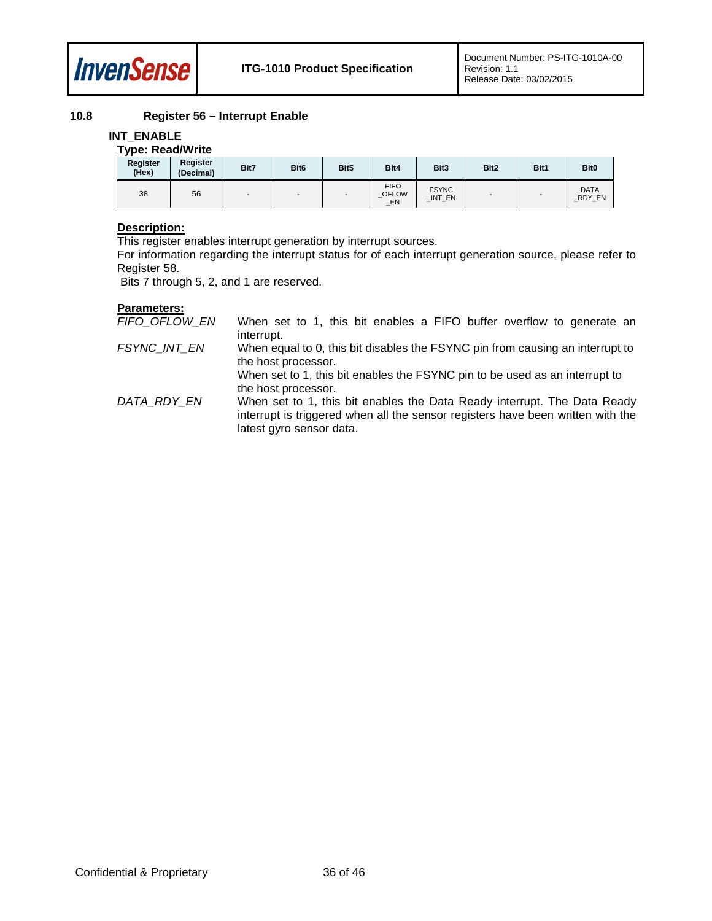## 10.8 Register 56 – Interrupt Enable

**INT_ENABLE**

**Type: Read/Write**

| Register (Hex) | Register (Decimal) | Bit7 | Bit6 | Bit5 | Bit4 | Bit3 | Bit2 | Bit1 | Bit0 |
|---|---|---|---|---|---|---|---|---|---|
| 38 | 56 | - | - | - | FIFO_OFLOW_EN | FSYNC_INT_EN | - | - | DATA_RDY_EN |

**Description:**

This register enables interrupt generation by interrupt sources.

For information regarding the interrupt status for of each interrupt generation source, please refer to Register 58.

Bits 7 through 5, 2, and 1 are reserved.

**Parameters:**

*FIFO_OFLOW_EN* When set to 1, this bit enables a FIFO buffer overflow to generate an interrupt.

*FSYNC_INT_EN* When equal to 0, this bit disables the FSYNC pin from causing an interrupt to the host processor.
When set to 1, this bit enables the FSYNC pin to be used as an interrupt to the host processor.

*DATA_RDY_EN* When set to 1, this bit enables the Data Ready interrupt. The Data Ready interrupt is triggered when all the sensor registers have been written with the latest gyro sensor data.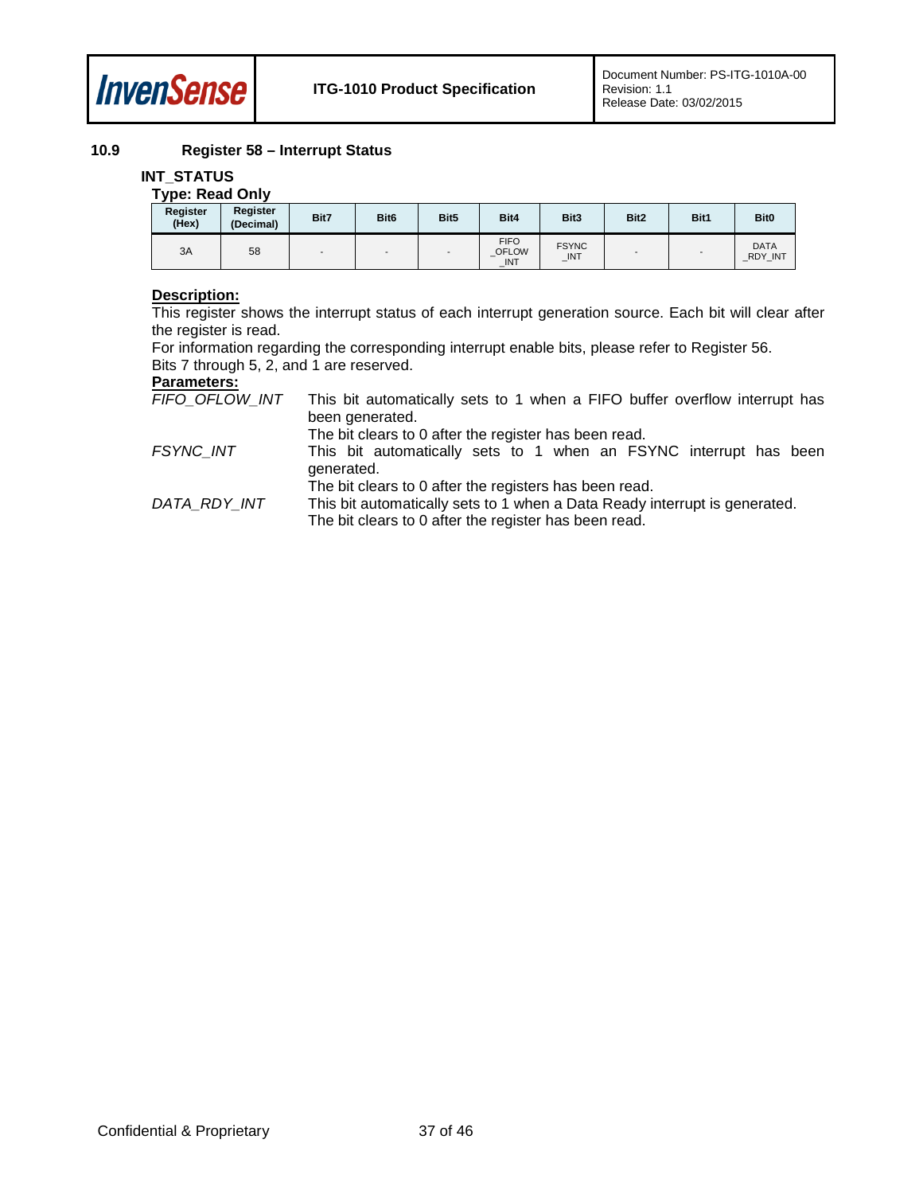### 10.9 Register 58 – Interrupt Status

**INT_STATUS**

**Type: Read Only**

| Register (Hex) | Register (Decimal) | Bit7 | Bit6 | Bit5 | Bit4 | Bit3 | Bit2 | Bit1 | Bit0 |
|---|---|---|---|---|---|---|---|---|---|
| 3A | 58 | - | - | - | FIFO_OFLOW_INT | FSYNC_INT | - | - | DATA_RDY_INT |

**Description:**

This register shows the interrupt status of each interrupt generation source. Each bit will clear after the register is read.

For information regarding the corresponding interrupt enable bits, please refer to Register 56.

Bits 7 through 5, 2, and 1 are reserved.

**Parameters:**

*FIFO_OFLOW_INT* This bit automatically sets to 1 when a FIFO buffer overflow interrupt has been generated.
The bit clears to 0 after the register has been read.

*FSYNC_INT* This bit automatically sets to 1 when an FSYNC interrupt has been generated.
The bit clears to 0 after the registers has been read.

*DATA_RDY_INT* This bit automatically sets to 1 when a Data Ready interrupt is generated.
The bit clears to 0 after the register has been read.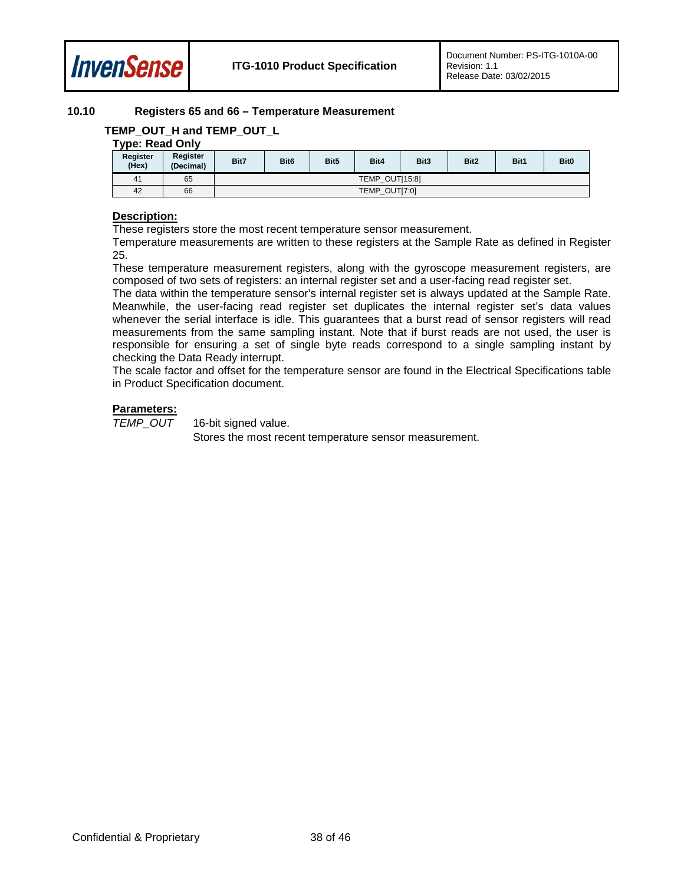## 10.10 Registers 65 and 66 – Temperature Measurement

### TEMP_OUT_H and TEMP_OUT_L

**Type: Read Only**

| Register (Hex) | Register (Decimal) | Bit7 | Bit6 | Bit5 | Bit4 | Bit3 | Bit2 | Bit1 | Bit0 |
|---|---|---|---|---|---|---|---|---|---|
| 41 | 65 | TEMP_OUT[15:8] | | | | | | | |
| 42 | 66 | TEMP_OUT[7:0] | | | | | | | |

**Description:**

These registers store the most recent temperature sensor measurement.

Temperature measurements are written to these registers at the Sample Rate as defined in Register 25.

These temperature measurement registers, along with the gyroscope measurement registers, are composed of two sets of registers: an internal register set and a user-facing read register set.

The data within the temperature sensor's internal register set is always updated at the Sample Rate. Meanwhile, the user-facing read register set duplicates the internal register set's data values whenever the serial interface is idle. This guarantees that a burst read of sensor registers will read measurements from the same sampling instant. Note that if burst reads are not used, the user is responsible for ensuring a set of single byte reads correspond to a single sampling instant by checking the Data Ready interrupt.

The scale factor and offset for the temperature sensor are found in the Electrical Specifications table in Product Specification document.

**Parameters:**

*TEMP_OUT* 16-bit signed value.
Stores the most recent temperature sensor measurement.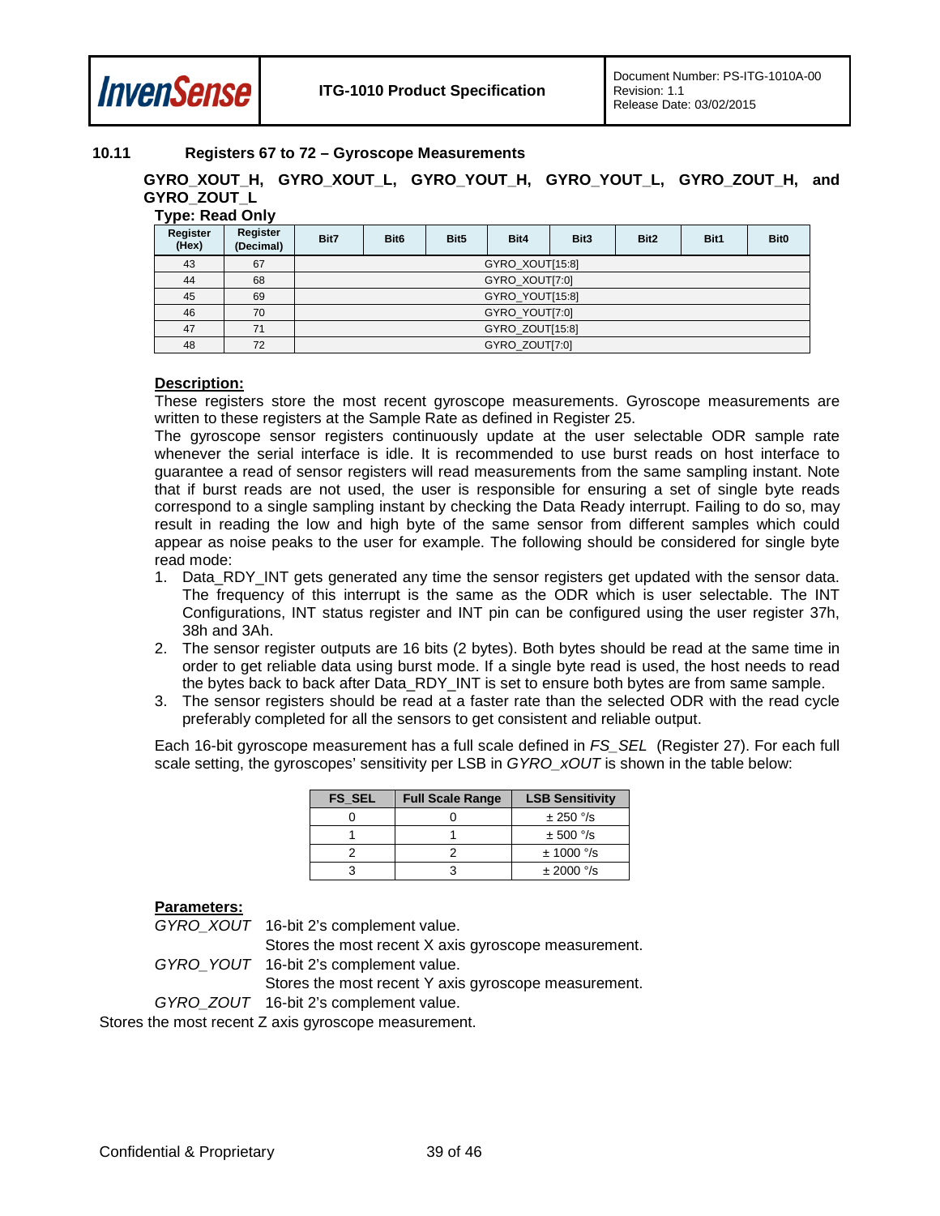## 10.11 Registers 67 to 72 – Gyroscope Measurements

**GYRO_XOUT_H, GYRO_XOUT_L, GYRO_YOUT_H, GYRO_YOUT_L, GYRO_ZOUT_H, and GYRO_ZOUT_L**

**Type: Read Only**

| Register (Hex) | Register (Decimal) | Bit7 | Bit6 | Bit5 | Bit4 | Bit3 | Bit2 | Bit1 | Bit0 |
|---|---|---|---|---|---|---|---|---|---|
| 43 | 67 | GYRO_XOUT[15:8] | | | | | | | |
| 44 | 68 | GYRO_XOUT[7:0] | | | | | | | |
| 45 | 69 | GYRO_YOUT[15:8] | | | | | | | |
| 46 | 70 | GYRO_YOUT[7:0] | | | | | | | |
| 47 | 71 | GYRO_ZOUT[15:8] | | | | | | | |
| 48 | 72 | GYRO_ZOUT[7:0] | | | | | | | |

**Description:**

These registers store the most recent gyroscope measurements. Gyroscope measurements are written to these registers at the Sample Rate as defined in Register 25.

The gyroscope sensor registers continuously update at the user selectable ODR sample rate whenever the serial interface is idle. It is recommended to use burst reads on host interface to guarantee a read of sensor registers will read measurements from the same sampling instant. Note that if burst reads are not used, the user is responsible for ensuring a set of single byte reads correspond to a single sampling instant by checking the Data Ready interrupt. Failing to do so, may result in reading the low and high byte of the same sensor from different samples which could appear as noise peaks to the user for example. The following should be considered for single byte read mode:

1. Data_RDY_INT gets generated any time the sensor registers get updated with the sensor data. The frequency of this interrupt is the same as the ODR which is user selectable. The INT Configurations, INT status register and INT pin can be configured using the user register 37h, 38h and 3Ah.
2. The sensor register outputs are 16 bits (2 bytes). Both bytes should be read at the same time in order to get reliable data using burst mode. If a single byte read is used, the host needs to read the bytes back to back after Data_RDY_INT is set to ensure both bytes are from same sample.
3. The sensor registers should be read at a faster rate than the selected ODR with the read cycle preferably completed for all the sensors to get consistent and reliable output.

Each 16-bit gyroscope measurement has a full scale defined in *FS_SEL* (Register 27). For each full scale setting, the gyroscopes' sensitivity per LSB in *GYRO_xOUT* is shown in the table below:

| FS_SEL | Full Scale Range | LSB Sensitivity |
|---|---|---|
| 0 | 0 | ± 250 °/s |
| 1 | 1 | ± 500 °/s |
| 2 | 2 | ± 1000 °/s |
| 3 | 3 | ± 2000 °/s |

**Parameters:**

*GYRO_XOUT* 16-bit 2's complement value.
Stores the most recent X axis gyroscope measurement.

*GYRO_YOUT* 16-bit 2's complement value.
Stores the most recent Y axis gyroscope measurement.

*GYRO_ZOUT* 16-bit 2's complement value.
Stores the most recent Z axis gyroscope measurement.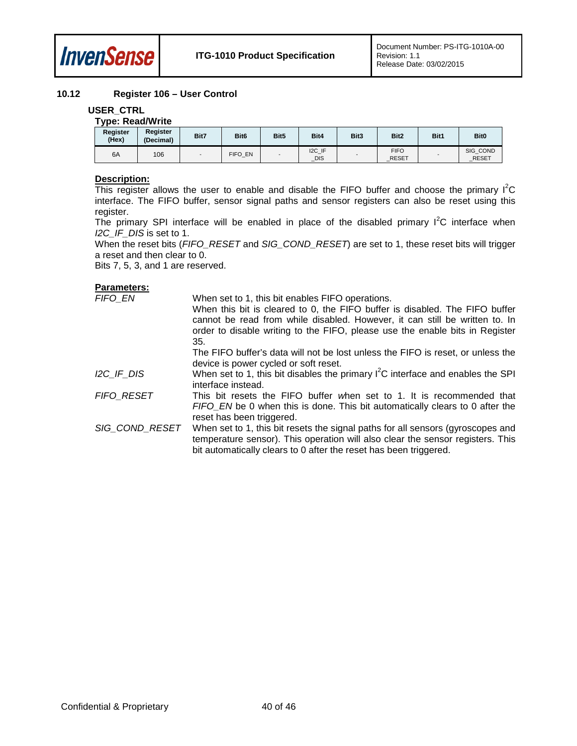### 10.12 Register 106 – User Control

**USER_CTRL**

**Type: Read/Write**

| Register (Hex) | Register (Decimal) | Bit7 | Bit6 | Bit5 | Bit4 | Bit3 | Bit2 | Bit1 | Bit0 |
|---|---|---|---|---|---|---|---|---|---|
| 6A | 106 | - | FIFO_EN | - | I2C_IF_DIS | - | FIFO_RESET | - | SIG_COND_RESET |

**Description:**

This register allows the user to enable and disable the FIFO buffer and choose the primary $I^2C$ interface. The FIFO buffer, sensor signal paths and sensor registers can also be reset using this register.

The primary SPI interface will be enabled in place of the disabled primary $I^2C$ interface when *I2C_IF_DIS* is set to 1.

When the reset bits (*FIFO_RESET* and *SIG_COND_RESET*) are set to 1, these reset bits will trigger a reset and then clear to 0.

Bits 7, 5, 3, and 1 are reserved.

**Parameters:**

| | |
|---|---|
| *FIFO_EN* | When set to 1, this bit enables FIFO operations. When this bit is cleared to 0, the FIFO buffer is disabled. The FIFO buffer cannot be read from while disabled. However, it can still be written to. In order to disable writing to the FIFO, please use the enable bits in Register 35. The FIFO buffer's data will not be lost unless the FIFO is reset, or unless the device is power cycled or soft reset. |
| *I2C_IF_DIS* | When set to 1, this bit disables the primary $I^2C$ interface and enables the SPI interface instead. |
| *FIFO_RESET* | This bit resets the FIFO buffer when set to 1. It is recommended that *FIFO_EN* be 0 when this is done. This bit automatically clears to 0 after the reset has been triggered. |
| *SIG_COND_RESET* | When set to 1, this bit resets the signal paths for all sensors (gyroscopes and temperature sensor). This operation will also clear the sensor registers. This bit automatically clears to 0 after the reset has been triggered. |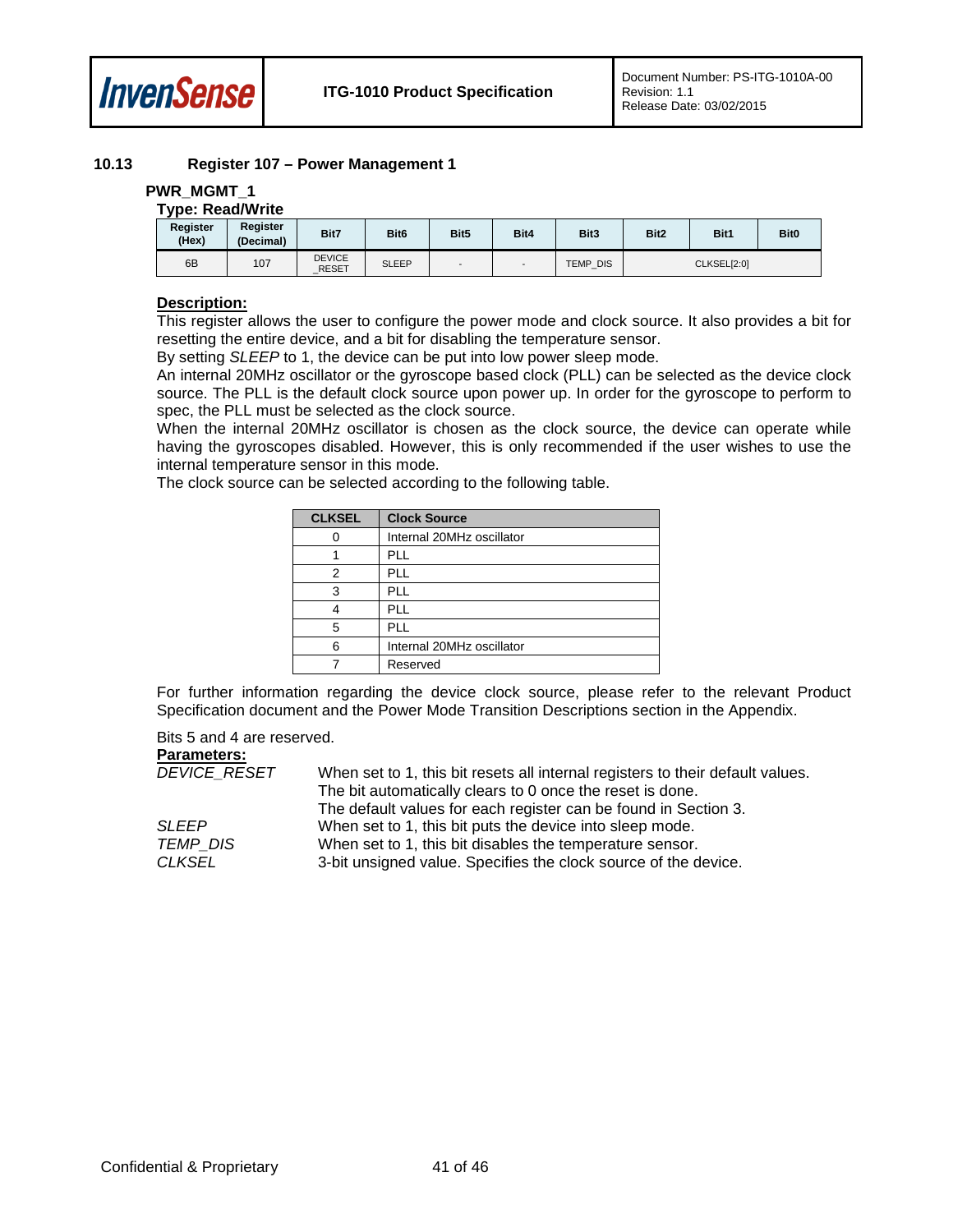## 10.13 Register 107 – Power Management 1

**PWR_MGMT_1**

**Type: Read/Write**

| Register (Hex) | Register (Decimal) | Bit7 | Bit6 | Bit5 | Bit4 | Bit3 | Bit2 | Bit1 | Bit0 |
|---|---|---|---|---|---|---|---|---|---|
| 6B | 107 | DEVICE_RESET | SLEEP | - | - | TEMP_DIS | CLKSEL[2:0] | | |

**Description:**

This register allows the user to configure the power mode and clock source. It also provides a bit for resetting the entire device, and a bit for disabling the temperature sensor.

By setting *SLEEP* to 1, the device can be put into low power sleep mode.

An internal 20MHz oscillator or the gyroscope based clock (PLL) can be selected as the device clock source. The PLL is the default clock source upon power up. In order for the gyroscope to perform to spec, the PLL must be selected as the clock source.

When the internal 20MHz oscillator is chosen as the clock source, the device can operate while having the gyroscopes disabled. However, this is only recommended if the user wishes to use the internal temperature sensor in this mode.

The clock source can be selected according to the following table.

| CLKSEL | Clock Source |
|---|---|
| 0 | Internal 20MHz oscillator |
| 1 | PLL |
| 2 | PLL |
| 3 | PLL |
| 4 | PLL |
| 5 | PLL |
| 6 | Internal 20MHz oscillator |
| 7 | Reserved |

For further information regarding the device clock source, please refer to the relevant Product Specification document and the Power Mode Transition Descriptions section in the Appendix.

Bits 5 and 4 are reserved.

**Parameters:**

| | |
|---|---|
| *DEVICE_RESET* | When set to 1, this bit resets all internal registers to their default values. The bit automatically clears to 0 once the reset is done. The default values for each register can be found in Section 3. |
| *SLEEP* | When set to 1, this bit puts the device into sleep mode. |
| *TEMP_DIS* | When set to 1, this bit disables the temperature sensor. |
| *CLKSEL* | 3-bit unsigned value. Specifies the clock source of the device. |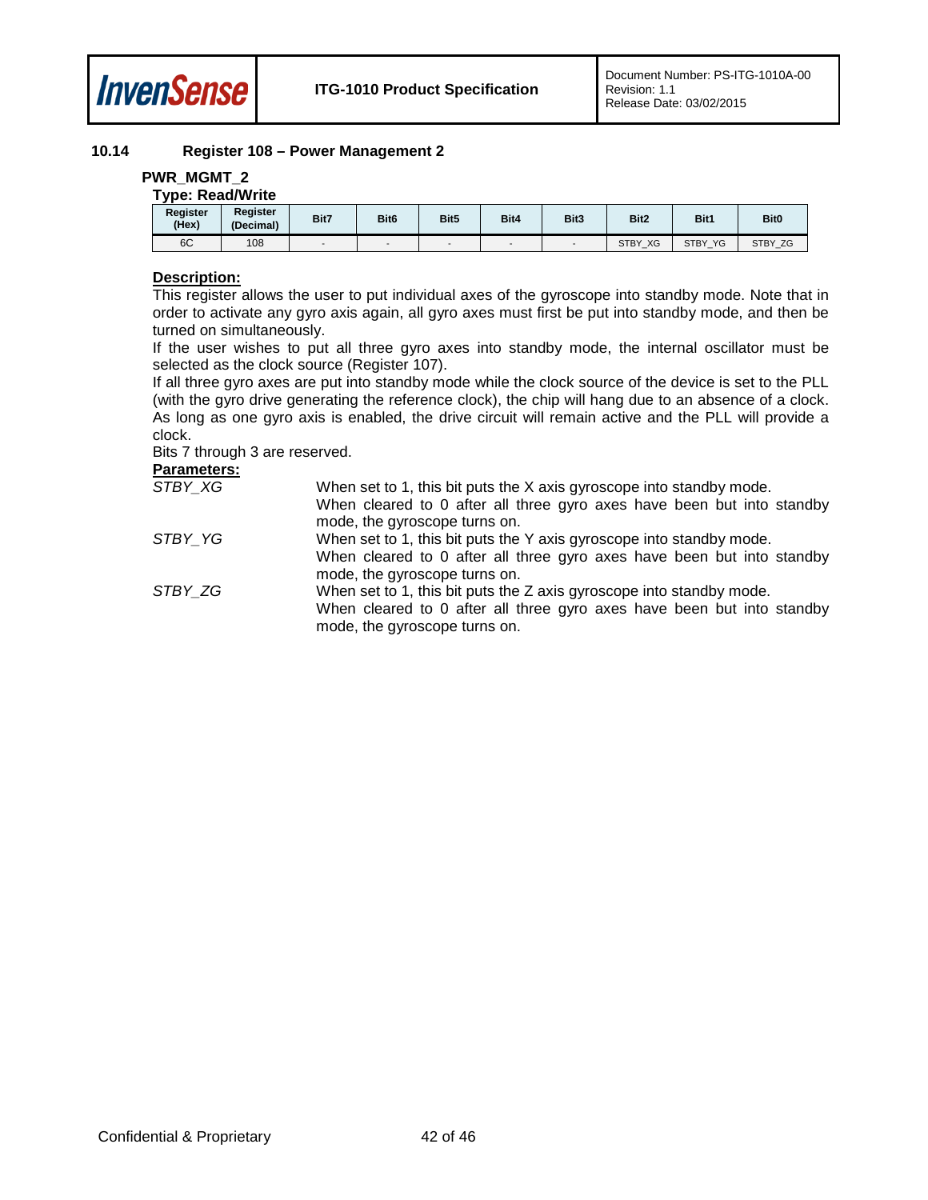### 10.14 Register 108 – Power Management 2

**PWR_MGMT_2**

**Type: Read/Write**

| Register (Hex) | Register (Decimal) | Bit7 | Bit6 | Bit5 | Bit4 | Bit3 | Bit2 | Bit1 | Bit0 |
|---|---|---|---|---|---|---|---|---|---|
| 6C | 108 | - | - | - | - | - | STBY_XG | STBY_YG | STBY_ZG |

**Description:**

This register allows the user to put individual axes of the gyroscope into standby mode. Note that in order to activate any gyro axis again, all gyro axes must first be put into standby mode, and then be turned on simultaneously.

If the user wishes to put all three gyro axes into standby mode, the internal oscillator must be selected as the clock source (Register 107).

If all three gyro axes are put into standby mode while the clock source of the device is set to the PLL (with the gyro drive generating the reference clock), the chip will hang due to an absence of a clock. As long as one gyro axis is enabled, the drive circuit will remain active and the PLL will provide a clock.

Bits 7 through 3 are reserved.

**Parameters:**

| | |
|---|---|
| *STBY_XG* | When set to 1, this bit puts the X axis gyroscope into standby mode. When cleared to 0 after all three gyro axes have been but into standby mode, the gyroscope turns on. |
| *STBY_YG* | When set to 1, this bit puts the Y axis gyroscope into standby mode. When cleared to 0 after all three gyro axes have been but into standby mode, the gyroscope turns on. |
| *STBY_ZG* | When set to 1, this bit puts the Z axis gyroscope into standby mode. When cleared to 0 after all three gyro axes have been but into standby mode, the gyroscope turns on. |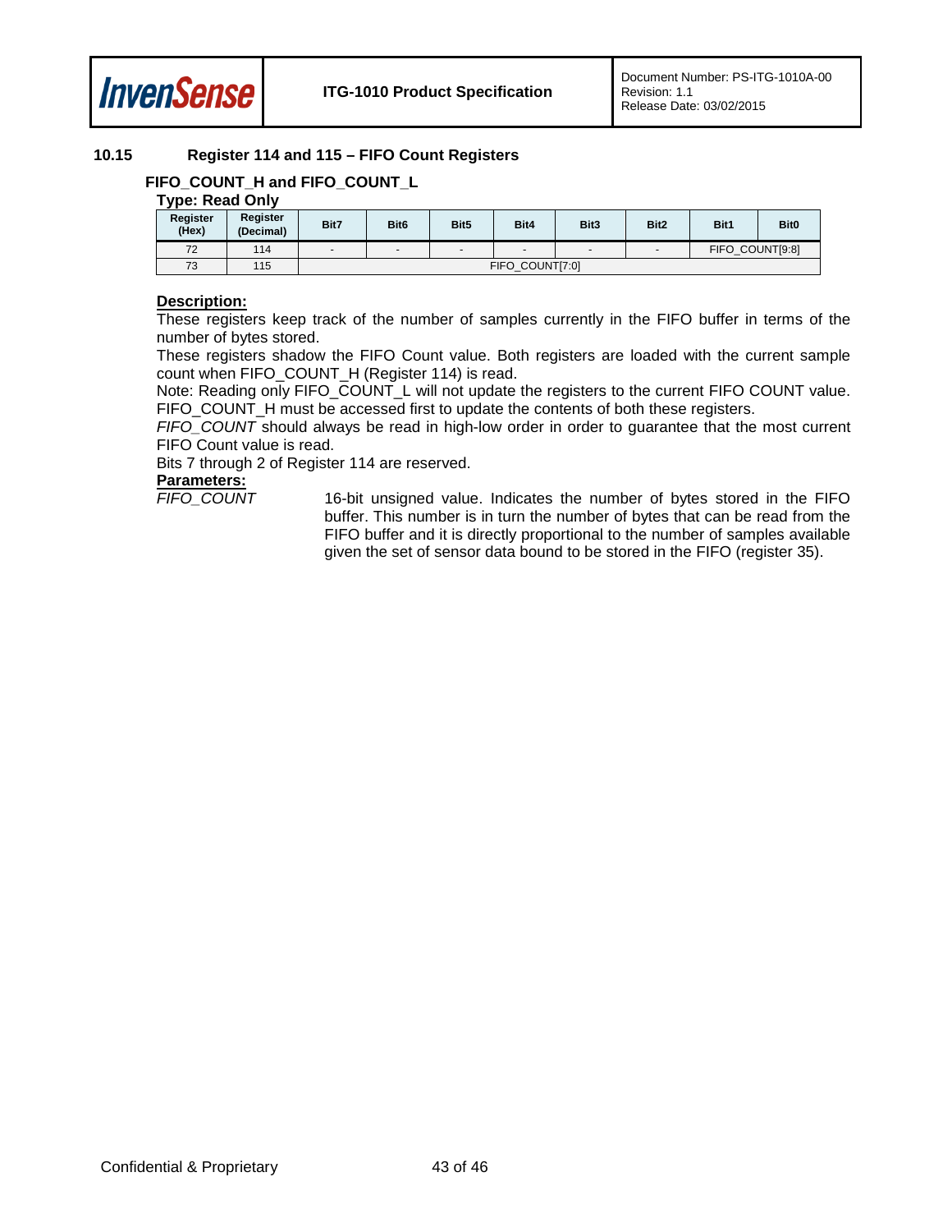### 10.15 Register 114 and 115 – FIFO Count Registers

**FIFO_COUNT_H and FIFO_COUNT_L**

**Type: Read Only**

| Register (Hex) | Register (Decimal) | Bit7 | Bit6 | Bit5 | Bit4 | Bit3 | Bit2 | Bit1 | Bit0 |
|---|---|---|---|---|---|---|---|---|---|
| 72 | 114 | - | - | - | - | - | - | FIFO_COUNT[9:8] | |
| 73 | 115 | FIFO_COUNT[7:0] | | | | | | | |

**Description:**

These registers keep track of the number of samples currently in the FIFO buffer in terms of the number of bytes stored.

These registers shadow the FIFO Count value. Both registers are loaded with the current sample count when FIFO_COUNT_H (Register 114) is read.

Note: Reading only FIFO_COUNT_L will not update the registers to the current FIFO COUNT value. FIFO_COUNT_H must be accessed first to update the contents of both these registers.

*FIFO_COUNT* should always be read in high-low order in order to guarantee that the most current FIFO Count value is read.

Bits 7 through 2 of Register 114 are reserved.

**Parameters:**

*FIFO_COUNT* — 16-bit unsigned value. Indicates the number of bytes stored in the FIFO buffer. This number is in turn the number of bytes that can be read from the FIFO buffer and it is directly proportional to the number of samples available given the set of sensor data bound to be stored in the FIFO (register 35).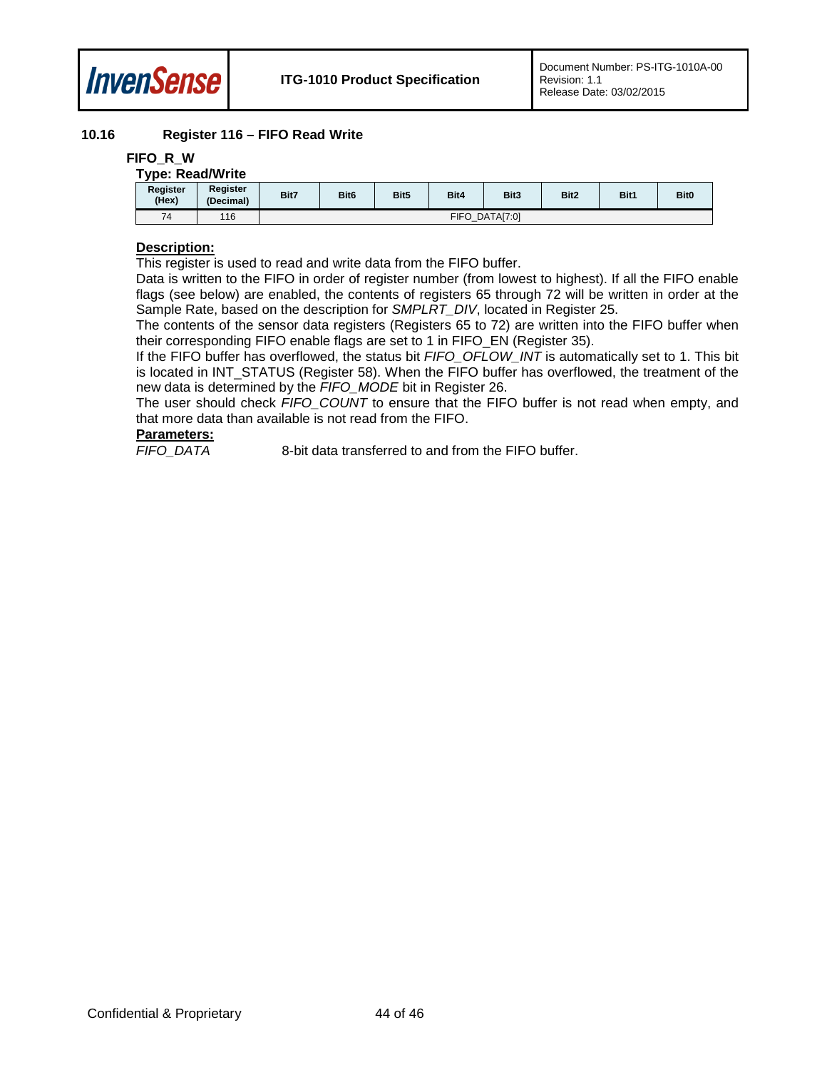## 10.16 Register 116 – FIFO Read Write

**FIFO_R_W**

**Type: Read/Write**

| Register (Hex) | Register (Decimal) | Bit7 | Bit6 | Bit5 | Bit4 | Bit3 | Bit2 | Bit1 | Bit0 |
|---|---|---|---|---|---|---|---|---|---|
| 74 | 116 | FIFO_DATA[7:0] | | | | | | | |

**Description:**

This register is used to read and write data from the FIFO buffer.

Data is written to the FIFO in order of register number (from lowest to highest). If all the FIFO enable flags (see below) are enabled, the contents of registers 65 through 72 will be written in order at the Sample Rate, based on the description for *SMPLRT_DIV*, located in Register 25.

The contents of the sensor data registers (Registers 65 to 72) are written into the FIFO buffer when their corresponding FIFO enable flags are set to 1 in FIFO_EN (Register 35).

If the FIFO buffer has overflowed, the status bit *FIFO_OFLOW_INT* is automatically set to 1. This bit is located in INT_STATUS (Register 58). When the FIFO buffer has overflowed, the treatment of the new data is determined by the *FIFO_MODE* bit in Register 26.

The user should check *FIFO_COUNT* to ensure that the FIFO buffer is not read when empty, and that more data than available is not read from the FIFO.

**Parameters:**

| | |
|---|---|
| *FIFO_DATA* | 8-bit data transferred to and from the FIFO buffer. |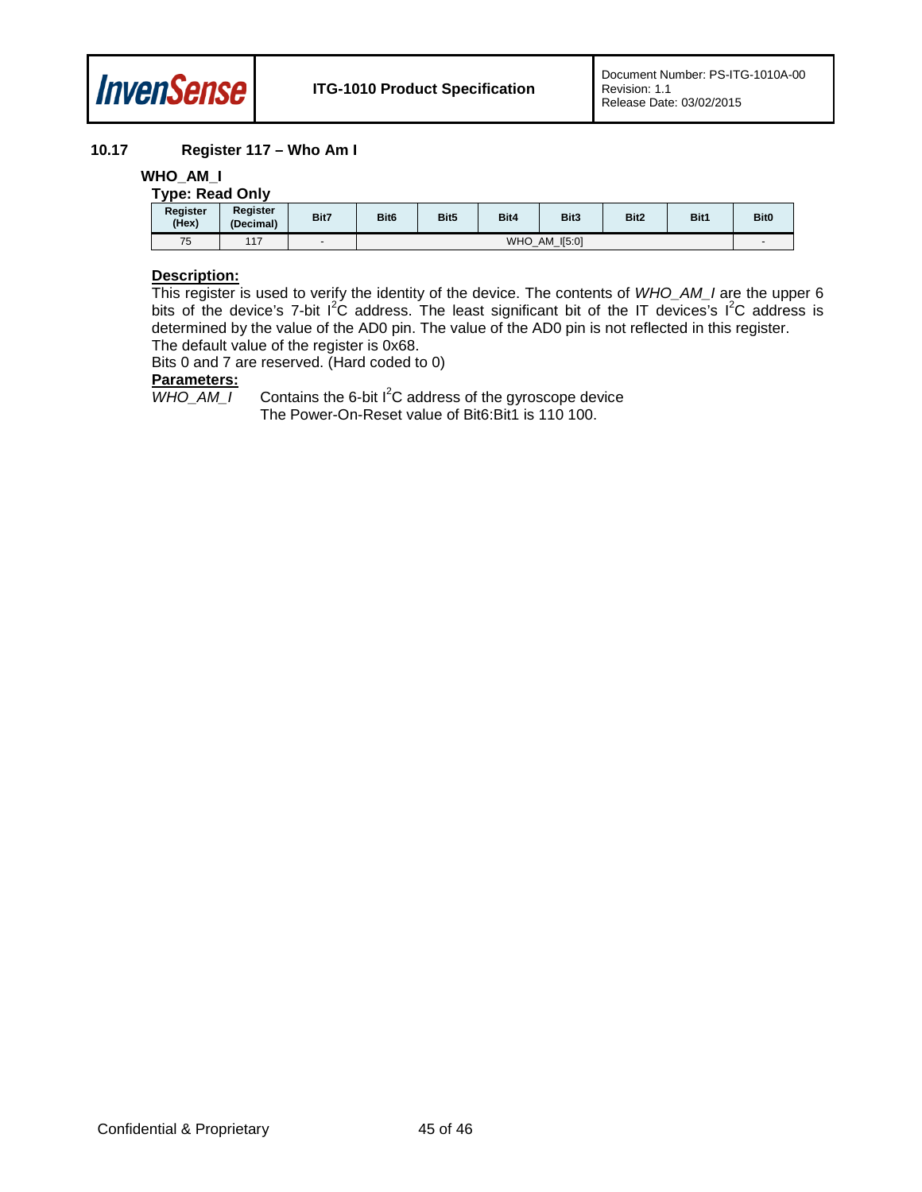### 10.17 Register 117 – Who Am I

**WHO_AM_I**

**Type: Read Only**

| Register (Hex) | Register (Decimal) | Bit7 | Bit6 | Bit5 | Bit4 | Bit3 | Bit2 | Bit1 | Bit0 |
|---|---|---|---|---|---|---|---|---|---|
| 75 | 117 | - | WHO_AM_I[5:0] | | | | | | - |

**Description:**

This register is used to verify the identity of the device. The contents of *WHO_AM_I* are the upper 6 bits of the device's 7-bit $I^2C$ address. The least significant bit of the IT devices's $I^2C$ address is determined by the value of the AD0 pin. The value of the AD0 pin is not reflected in this register.

The default value of the register is 0x68.

Bits 0 and 7 are reserved. (Hard coded to 0)

**Parameters:**

*WHO_AM_I* Contains the 6-bit $I^2C$ address of the gyroscope device
The Power-On-Reset value of Bit6:Bit1 is 110 100.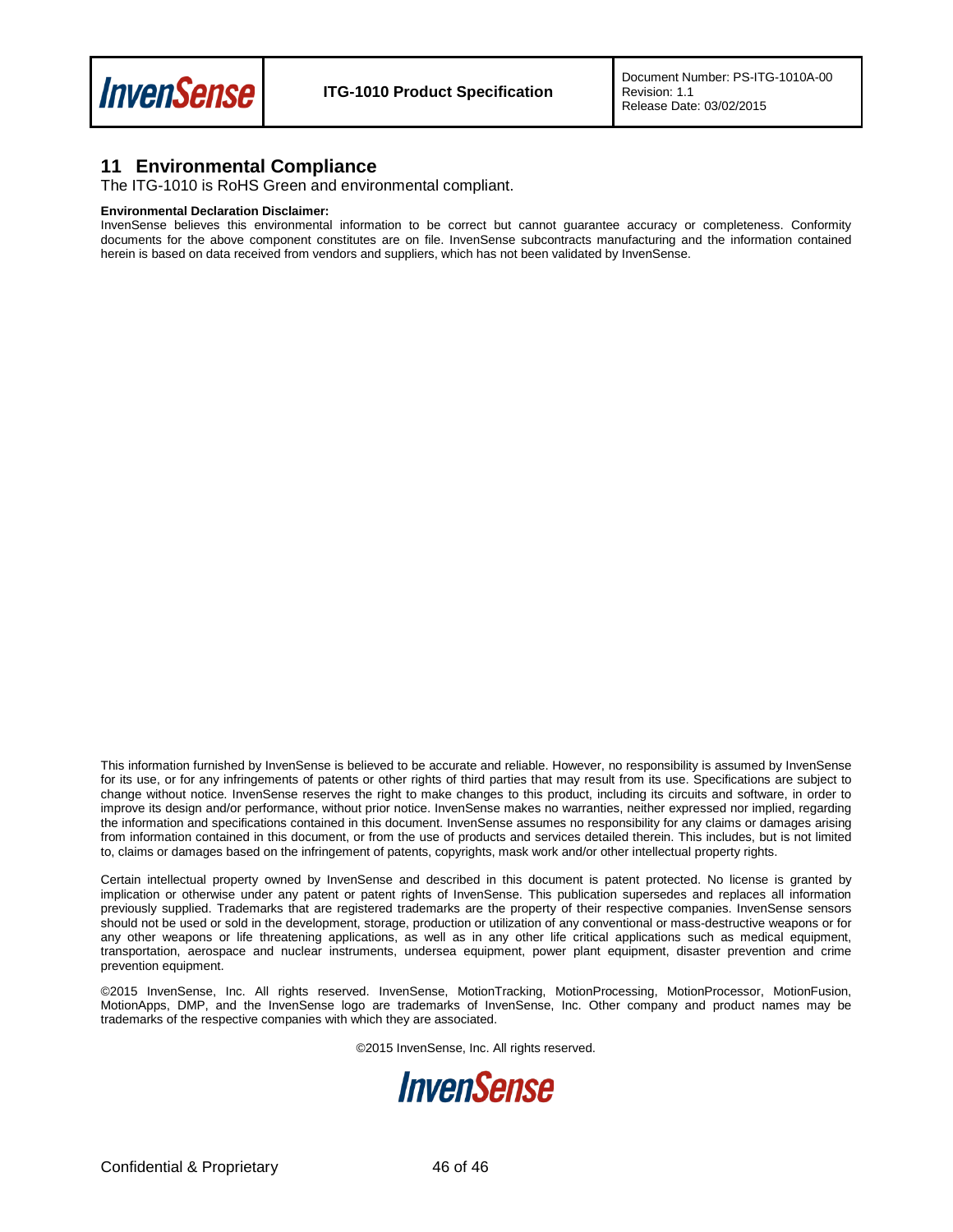## 11 Environmental Compliance

The ITG-1010 is RoHS Green and environmental compliant.

**Environmental Declaration Disclaimer:**

InvenSense believes this environmental information to be correct but cannot guarantee accuracy or completeness. Conformity documents for the above component constitutes are on file. InvenSense subcontracts manufacturing and the information contained herein is based on data received from vendors and suppliers, which has not been validated by InvenSense.

This information furnished by InvenSense is believed to be accurate and reliable. However, no responsibility is assumed by InvenSense for its use, or for any infringements of patents or other rights of third parties that may result from its use. Specifications are subject to change without notice. InvenSense reserves the right to make changes to this product, including its circuits and software, in order to improve its design and/or performance, without prior notice. InvenSense makes no warranties, neither expressed nor implied, regarding the information and specifications contained in this document. InvenSense assumes no responsibility for any claims or damages arising from information contained in this document, or from the use of products and services detailed therein. This includes, but is not limited to, claims or damages based on the infringement of patents, copyrights, mask work and/or other intellectual property rights.

Certain intellectual property owned by InvenSense and described in this document is patent protected. No license is granted by implication or otherwise under any patent or patent rights of InvenSense. This publication supersedes and replaces all information previously supplied. Trademarks that are registered trademarks are the property of their respective companies. InvenSense sensors should not be used or sold in the development, storage, production or utilization of any conventional or mass-destructive weapons or for any other weapons or life threatening applications, as well as in any other life critical applications such as medical equipment, transportation, aerospace and nuclear instruments, undersea equipment, power plant equipment, disaster prevention and crime prevention equipment.

©2015 InvenSense, Inc. All rights reserved. InvenSense, MotionTracking, MotionProcessing, MotionProcessor, MotionFusion, MotionApps, DMP, and the InvenSense logo are trademarks of InvenSense, Inc. Other company and product names may be trademarks of the respective companies with which they are associated.

©2015 InvenSense, Inc. All rights reserved.

InvenSense